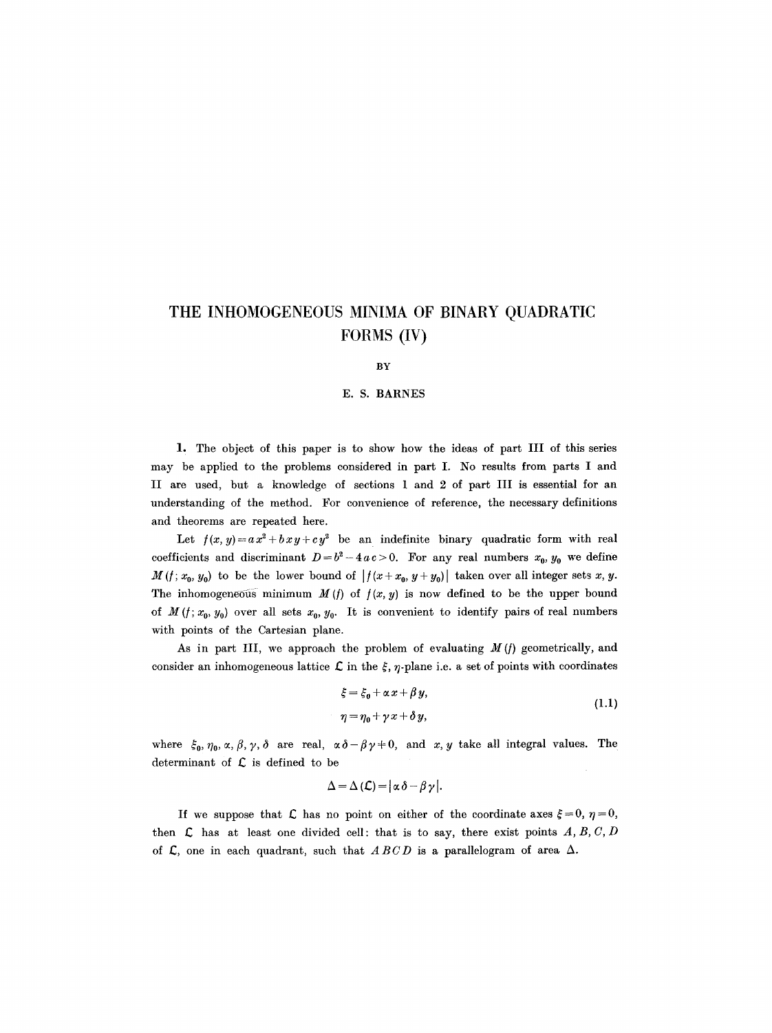# THE INHOMOGENEOUS MINIMA OF BINARY QUADRATIC FORMS (IV)

BY

E. S. BARNES

**1.** The object of this paper is to show how the ideas of part III of this series may be applied to the problems considered in part I. No results from parts I and II are used, but a knowledge of sections 1 and 2 of part III is essential for an understanding of the method. For convenience of reference, the necessary definitions and theorems are repeated here.

Let $f(x, y) = ax^2 + bxy + cy^2$ be an indefinite binary quadratic form with real coefficients and discriminant $D = b^2 - 4ac > 0$. For any real numbers $x_0, y_0$ we define $M(f; x_0, y_0)$ to be the lower bound of $|f(x + x_0, y + y_0)|$ taken over all integer sets $x, y$. The inhomogeneous minimum $M(f)$ of $f(x, y)$ is now defined to be the upper bound of $M(f; x_0, y_0)$ over all sets $x_0, y_0$. It is convenient to identify pairs of real numbers with points of the Cartesian plane.

As in part III, we approach the problem of evaluating $M(f)$ geometrically, and consider an inhomogeneous lattice $\mathfrak{L}$ in the $\xi, \eta$-plane i.e. a set of points with coordinates

$$\begin{aligned} \xi &= \xi_0 + \alpha x + \beta y, \\ \eta &= \eta_0 + \gamma x + \delta y, \end{aligned} \tag{1.1}$$

where $\xi_0, \eta_0, \alpha, \beta, \gamma, \delta$ are real, $\alpha\delta - \beta\gamma \neq 0$, and $x, y$ take all integral values. The determinant of $\mathfrak{L}$ is defined to be

$$\Delta = \Delta(\mathfrak{L}) = |\alpha\delta - \beta\gamma|.$$

If we suppose that $\mathfrak{L}$ has no point on either of the coordinate axes $\xi = 0$, $\eta = 0$, then $\mathfrak{L}$ has at least one divided cell: that is to say, there exist points $A, B, C, D$ of $\mathfrak{L}$, one in each quadrant, such that $ABCD$ is a parallelogram of area $\Delta$.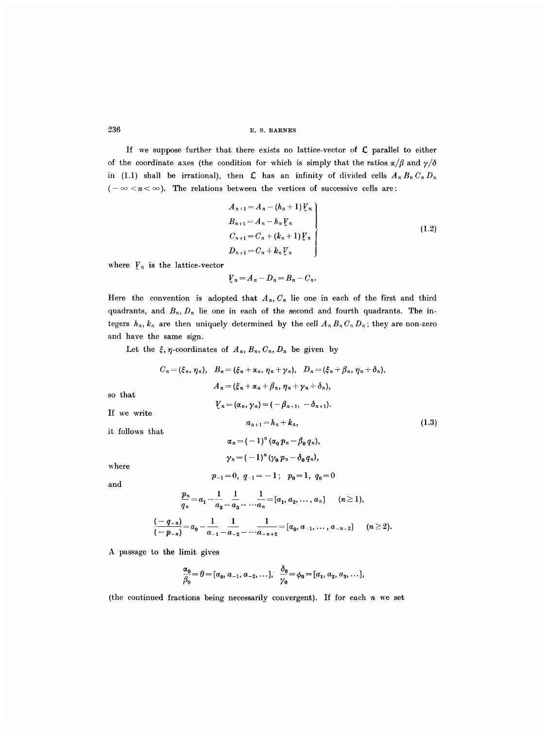If we suppose further that there exists no lattice-vector of $\mathfrak{L}$ parallel to either of the coordinate axes (the condition for which is simply that the ratios $\alpha/\beta$ and $\gamma/\delta$ in (1.1) shall be irrational), then $\mathfrak{L}$ has an infinity of divided cells $A_n B_n C_n D_n$ $(-\infty < n < \infty)$. The relations between the vertices of successive cells are:

$$\left.\begin{aligned} A_{n+1} &= A_n - (h_n + 1) \underset{\sim}{V}_n \\ B_{n+1} &= A_n - h_n \underset{\sim}{V}_n \\ C_{n+1} &= C_n + (k_n + 1) \underset{\sim}{V}_n \\ D_{n+1} &= C_n + k_n \underset{\sim}{V}_n \end{aligned}\right\} \tag{1.2}$$

where $\underset{\sim}{V}_n$ is the lattice-vector

$$\underset{\sim}{V}_n = A_n - D_n = B_n - C_n.$$

Here the convention is adopted that $A_n, C_n$ lie one in each of the first and third quadrants, and $B_n, D_n$ lie one in each of the second and fourth quadrants. The integers $h_n, k_n$ are then uniquely determined by the cell $A_n B_n C_n D_n$; they are non-zero and have the same sign.

Let the $\xi, \eta$-coordinates of $A_n, B_n, C_n, D_n$ be given by

$$C_n = (\xi_n, \eta_n), \quad B_n = (\xi_n + \alpha_n, \eta_n + \gamma_n), \quad D_n = (\xi_n + \beta_n, \eta_n + \delta_n),$$

$$A_n = (\xi_n + \alpha_n + \beta_n, \eta_n + \gamma_n + \delta_n),$$

so that

$$\underset{\sim}{V}_n = (\alpha_n, \gamma_n) = (-\beta_{n+1}, -\delta_{n+1}).$$

If we write

$$a_{n+1} = h_n + k_n, \tag{1.3}$$

it follows that

$$\alpha_n = (-1)^n (\alpha_0 p_n - \beta_0 q_n),$$

$$\gamma_n = (-1)^n (\gamma_0 p_n - \delta_0 q_n),$$

where

$$p_{-1} = 0, \ q_{-1} = -1; \ p_0 = 1, \ q_0 = 0$$

and

$$\frac{p_n}{q_n} = a_1 - \frac{1}{a_2 -} \frac{1}{a_3 -} \cdots \frac{1}{a_n} = [a_1, a_2, \ldots, a_n] \qquad (n \geq 1),$$

$$\frac{(-q_{-n})}{(-p_{-n})} = a_0 - \frac{1}{a_{-1} -} \frac{1}{a_{-2} -} \cdots \frac{1}{a_{-n+2}} = [a_0, a_{-1}, \ldots, a_{-n+2}] \qquad (n \geq 2).$$

A passage to the limit gives

$$\frac{\alpha_0}{\beta_0} = \theta = [a_0, a_{-1}, a_{-2}, \ldots], \quad \frac{\delta_0}{\gamma_0} = \phi_0 = [a_1, a_2, a_3, \ldots],$$

(the continued fractions being necessarily convergent). If for each $n$ we set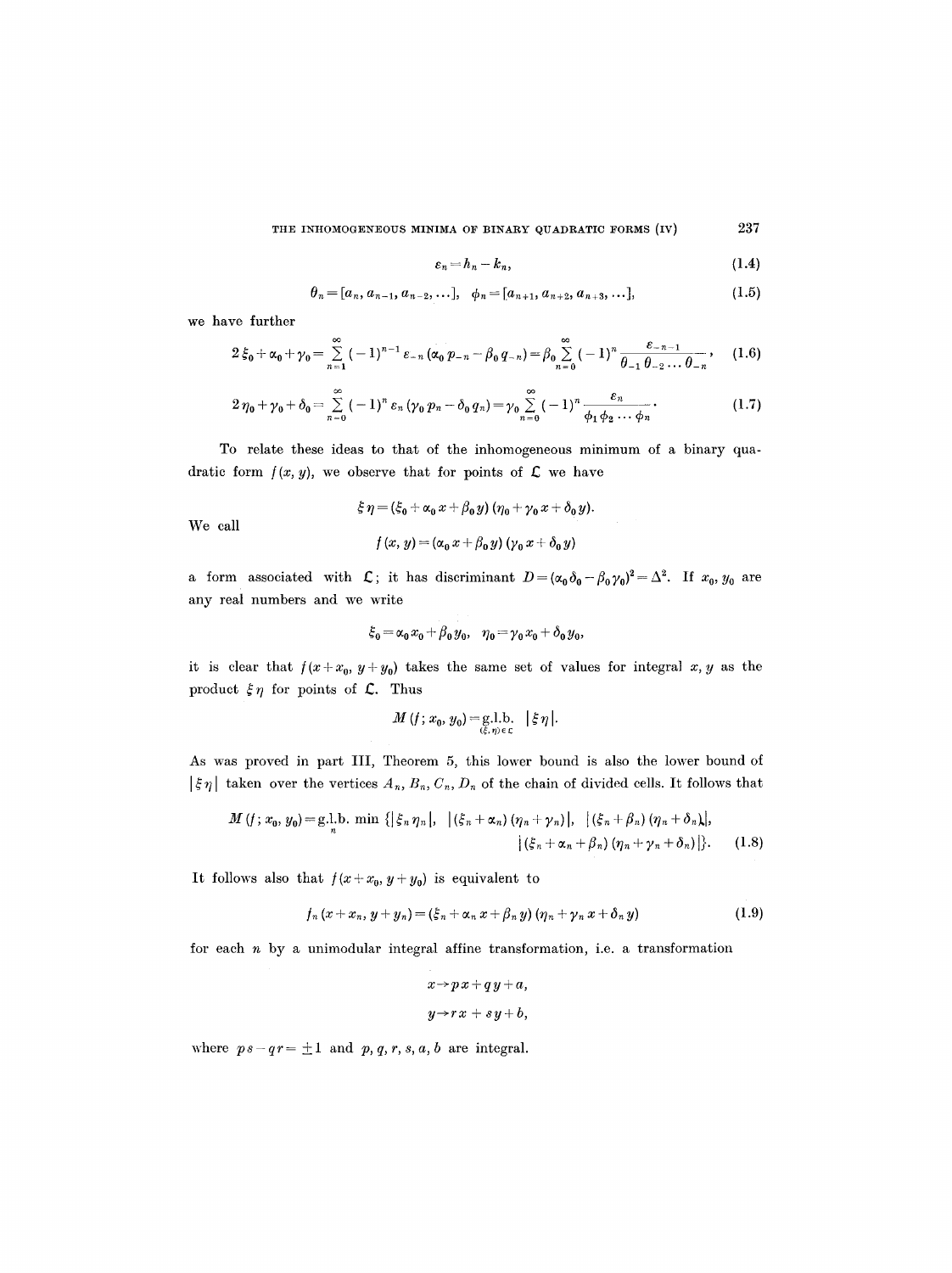$$\varepsilon_n = h_n - k_n, \tag{1.4}$$

$$\theta_n = [a_n, a_{n-1}, a_{n-2}, \ldots], \quad \phi_n = [a_{n+1}, a_{n+2}, a_{n+3}, \ldots], \tag{1.5}$$

we have further

$$2\xi_0 + \alpha_0 + \gamma_0 = \sum_{n=1}^{\infty} (-1)^{n-1} \varepsilon_{-n} (\alpha_0 p_{-n} - \beta_0 q_{-n}) = \beta_0 \sum_{n=0}^{\infty} (-1)^n \frac{\varepsilon_{-n-1}}{\theta_{-1}\theta_{-2}\ldots\theta_{-n}}, \tag{1.6}$$

$$2\eta_0 + \gamma_0 + \delta_0 = \sum_{n=0}^{\infty} (-1)^n \varepsilon_n (\gamma_0 p_n - \delta_0 q_n) = \gamma_0 \sum_{n=0}^{\infty} (-1)^n \frac{\varepsilon_n}{\phi_1 \phi_2 \ldots \phi_n}. \tag{1.7}$$

To relate these ideas to that of the inhomogeneous minimum of a binary quadratic form $f(x, y)$, we observe that for points of $\mathfrak{L}$ we have

$$\xi\eta = (\xi_0 + \alpha_0 x + \beta_0 y)(\eta_0 + \gamma_0 x + \delta_0 y).$$

We call

$$f(x, y) = (\alpha_0 x + \beta_0 y)(\gamma_0 x + \delta_0 y)$$

a form associated with $\mathfrak{L}$; it has discriminant $D = (\alpha_0\delta_0 - \beta_0\gamma_0)^2 = \Delta^2$. If $x_0, y_0$ are any real numbers and we write

$$\xi_0 = \alpha_0 x_0 + \beta_0 y_0, \quad \eta_0 = \gamma_0 x_0 + \delta_0 y_0,$$

it is clear that $f(x + x_0, y + y_0)$ takes the same set of values for integral $x, y$ as the product $\xi\eta$ for points of $\mathfrak{L}$. Thus

$$M(f; x_0, y_0) = \underset{(\xi,\eta)\in\mathfrak{L}}{\text{g.l.b.}} \ |\xi\eta|.$$

As was proved in part III, Theorem 5, this lower bound is also the lower bound of $|\xi\eta|$ taken over the vertices $A_n, B_n, C_n, D_n$ of the chain of divided cells. It follows that

$$M(f; x_0, y_0) = \underset{n}{\text{g.l.b.}} \min\{|\xi_n \eta_n|, \ |(\xi_n + \alpha_n)(\eta_n + \gamma_n)|, \ |(\xi_n + \beta_n)(\eta_n + \delta_n)|, \ |(\xi_n + \alpha_n + \beta_n)(\eta_n + \gamma_n + \delta_n)|\}. \tag{1.8}$$

It follows also that $f(x + x_0, y + y_0)$ is equivalent to

$$f_n(x + x_n, y + y_n) = (\xi_n + \alpha_n x + \beta_n y)(\eta_n + \gamma_n x + \delta_n y) \tag{1.9}$$

for each $n$ by a unimodular integral affine transformation, i.e. a transformation

$$x \to px + qy + a,$$
$$y \to rx + sy + b,$$

where $ps - qr = \pm 1$ and $p, q, r, s, a, b$ are integral.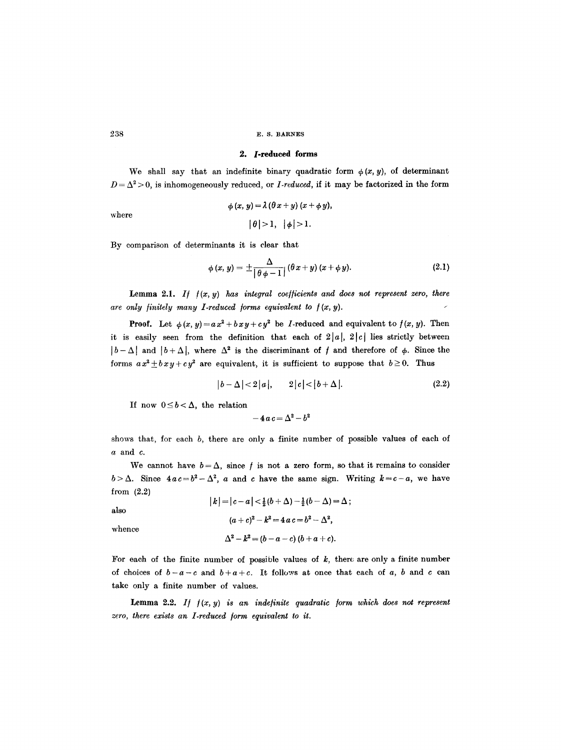## 2. *I*-reduced forms

We shall say that an indefinite binary quadratic form $\phi(x, y)$, of determinant $D = \Delta^2 > 0$, is inhomogeneously reduced, or *I-reduced*, if it may be factorized in the form

$$\phi(x, y) = \lambda(\theta x + y)(x + \phi y),$$

where

$$|\theta| > 1, \quad |\phi| > 1.$$

By comparison of determinants it is clear that

$$\phi(x, y) = \pm \frac{\Delta}{|\theta\phi - 1|}(\theta x + y)(x + \phi y). \tag{2.1}$$

**Lemma 2.1.** *If $f(x, y)$ has integral coefficients and does not represent zero, there are only finitely many I-reduced forms equivalent to $f(x, y)$.*

**Proof.** Let $\phi(x, y) = a x^2 + b x y + c y^2$ be *I*-reduced and equivalent to $f(x, y)$. Then it is easily seen from the definition that each of $2|a|$, $2|c|$ lies strictly between $|b - \Delta|$ and $|b + \Delta|$, where $\Delta^2$ is the discriminant of $f$ and therefore of $\phi$. Since the forms $a x^2 \pm b x y + c y^2$ are equivalent, it is sufficient to suppose that $b \geq 0$. Thus

$$|b - \Delta| < 2|a|, \qquad 2|c| < |b + \Delta|. \tag{2.2}$$

If now $0 \leq b < \Delta$, the relation

$$-4ac = \Delta^2 - b^2$$

shows that, for each $b$, there are only a finite number of possible values of each of $a$ and $c$.

We cannot have $b = \Delta$, since $f$ is not a zero form, so that it remains to consider $b > \Delta$. Since $4ac = b^2 - \Delta^2$, $a$ and $c$ have the same sign. Writing $k = c - a$, we have from (2.2)

$$|k| = |c - a| < \tfrac{1}{2}(b + \Delta) - \tfrac{1}{2}(b - \Delta) = \Delta;$$

also

$$(a + c)^2 - k^2 = 4ac = b^2 - \Delta^2,$$

whence

$$\Delta^2 - k^2 = (b - a - c)(b + a + c).$$

For each of the finite number of possible values of $k$, there are only a finite number of choices of $b - a - c$ and $b + a + c$. It follows at once that each of $a$, $b$ and $c$ can take only a finite number of values.

**Lemma 2.2.** *If $f(x, y)$ is an indefinite quadratic form which does not represent zero, there exists an I-reduced form equivalent to it.*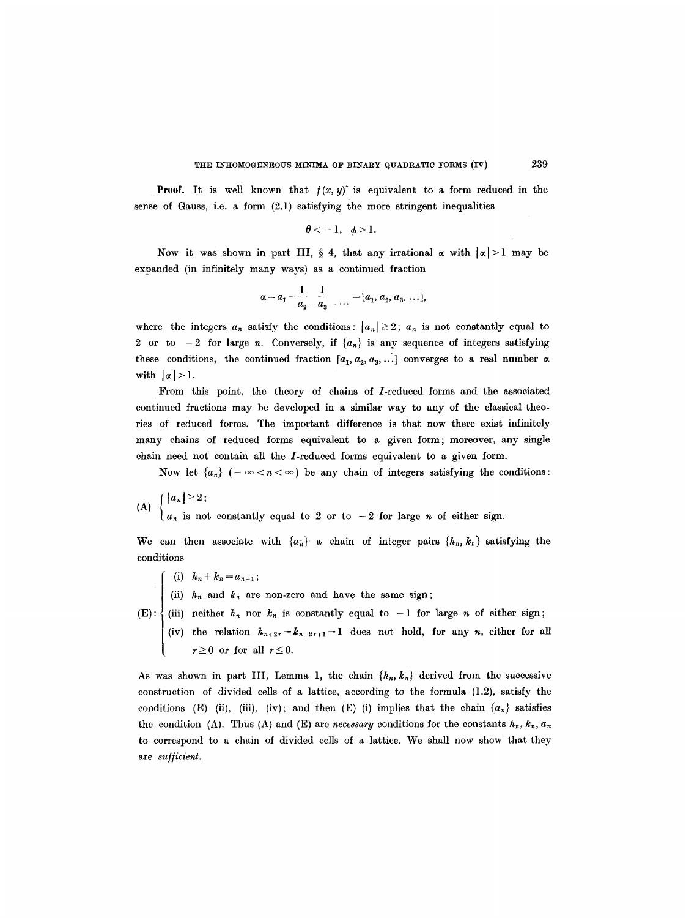**Proof.** It is well known that $f(x, y)$ is equivalent to a form reduced in the sense of Gauss, i.e. a form (2.1) satisfying the more stringent inequalities

$$\theta < -1, \quad \phi > 1.$$

Now it was shown in part III, § 4, that any irrational $\alpha$ with $|\alpha| > 1$ may be expanded (in infinitely many ways) as a continued fraction

$$\alpha = a_1 - \frac{1}{a_2 -} \frac{1}{a_3 -} \cdots = [a_1, a_2, a_3, \ldots],$$

where the integers $a_n$ satisfy the conditions: $|a_n| \geq 2$; $a_n$ is not constantly equal to 2 or to $-2$ for large $n$. Conversely, if $\{a_n\}$ is any sequence of integers satisfying these conditions, the continued fraction $[a_1, a_2, a_3, \ldots]$ converges to a real number $\alpha$ with $|\alpha| > 1$.

From this point, the theory of chains of $I$-reduced forms and the associated continued fractions may be developed in a similar way to any of the classical theories of reduced forms. The important difference is that now there exist infinitely many chains of reduced forms equivalent to a given form; moreover, any single chain need not contain all the $I$-reduced forms equivalent to a given form.

Now let $\{a_n\}$ $(-\infty < n < \infty)$ be any chain of integers satisfying the conditions:

(A) $\begin{cases} |a_n| \geq 2; \\ a_n \text{ is not constantly equal to 2 or to } -2 \text{ for large } n \text{ of either sign.} \end{cases}$

We can then associate with $\{a_n\}$ a chain of integer pairs $\{h_n, k_n\}$ satisfying the conditions

(E): 
- (i) $h_n + k_n = a_{n+1}$;
- (ii) $h_n$ and $k_n$ are non-zero and have the same sign;
- (iii) neither $h_n$ nor $k_n$ is constantly equal to $-1$ for large $n$ of either sign;
- (iv) the relation $h_{n+2r} = k_{n+2r+1} = 1$ does not hold, for any $n$, either for all $r \geq 0$ or for all $r \leq 0$.

As was shown in part III, Lemma 1, the chain $\{h_n, k_n\}$ derived from the successive construction of divided cells of a lattice, according to the formula (1.2), satisfy the conditions (E) (ii), (iii), (iv); and then (E) (i) implies that the chain $\{a_n\}$ satisfies the condition (A). Thus (A) and (E) are *necessary* conditions for the constants $h_n, k_n, a_n$ to correspond to a chain of divided cells of a lattice. We shall now show that they are *sufficient*.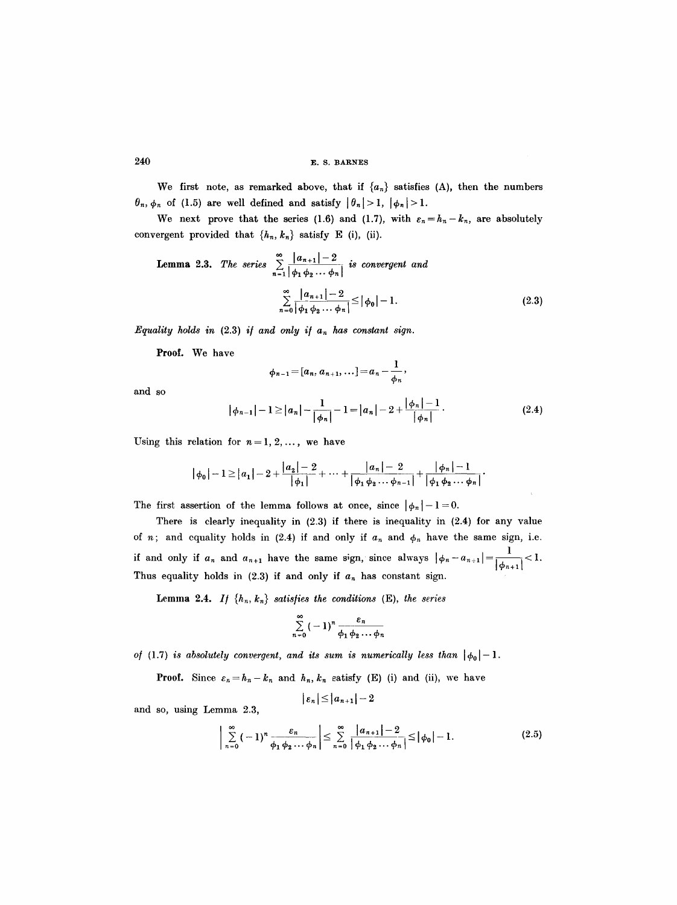We first note, as remarked above, that if $\{a_n\}$ satisfies (A), then the numbers $\theta_n, \phi_n$ of (1.5) are well defined and satisfy $|\theta_n| > 1$, $|\phi_n| > 1$.

We next prove that the series (1.6) and (1.7), with $\varepsilon_n = h_n - k_n$, are absolutely convergent provided that $\{h_n, k_n\}$ satisfy E (i), (ii).

**Lemma 2.3.** *The series* $\sum_{n=1}^{\infty} \frac{|a_{n+1}| - 2}{|\phi_1 \phi_2 \cdots \phi_n|}$ *is convergent and*

$$\sum_{n=0}^{\infty} \frac{|a_{n+1}| - 2}{|\phi_1 \phi_2 \cdots \phi_n|} \leq |\phi_0| - 1. \tag{2.3}$$

*Equality holds in* (2.3) *if and only if* $a_n$ *has constant sign.*

**Proof.** We have

$$\phi_{n-1} = [a_n, a_{n+1}, \ldots] = a_n - \frac{1}{\phi_n},$$

and so

$$|\phi_{n-1}| - 1 \geq |a_n| - \frac{1}{|\phi_n|} - 1 = |a_n| - 2 + \frac{|\phi_n| - 1}{|\phi_n|}. \tag{2.4}$$

Using this relation for $n = 1, 2, \ldots$, we have

$$|\phi_0| - 1 \geq |a_1| - 2 + \frac{|a_2| - 2}{|\phi_1|} + \cdots + \frac{|a_n| - 2}{|\phi_1 \phi_2 \cdots \phi_{n-1}|} + \frac{|\phi_n| - 1}{|\phi_1 \phi_2 \cdots \phi_n|}.$$

The first assertion of the lemma follows at once, since $|\phi_n| - 1 = 0$.

There is clearly inequality in (2.3) if there is inequality in (2.4) for any value of $n$; and equality holds in (2.4) if and only if $a_n$ and $\phi_n$ have the same sign, i.e. if and only if $a_n$ and $a_{n+1}$ have the same sign, since always $|\phi_n - a_{n+1}| = \frac{1}{|\phi_{n+1}|} < 1$. Thus equality holds in (2.3) if and only if $a_n$ has constant sign.

**Lemma 2.4.** *If* $\{h_n, k_n\}$ *satisfies the conditions* (E), *the series*

$$\sum_{n=0}^{\infty} (-1)^n \frac{\varepsilon_n}{\phi_1 \phi_2 \cdots \phi_n}$$

*of* (1.7) *is absolutely convergent, and its sum is numerically less than* $|\phi_0| - 1$.

**Proof.** Since $\varepsilon_n = h_n - k_n$ and $h_n, k_n$ satisfy (E) (i) and (ii), we have

$$|\varepsilon_n| \leq |a_{n+1}| - 2$$

and so, using Lemma 2.3,

$$\left| \sum_{n=0}^{\infty} (-1)^n \frac{\varepsilon_n}{\phi_1 \phi_2 \cdots \phi_n} \right| \leq \sum_{n=0}^{\infty} \frac{|a_{n+1}| - 2}{|\phi_1 \phi_2 \cdots \phi_n|} \leq |\phi_0| - 1. \tag{2.5}$$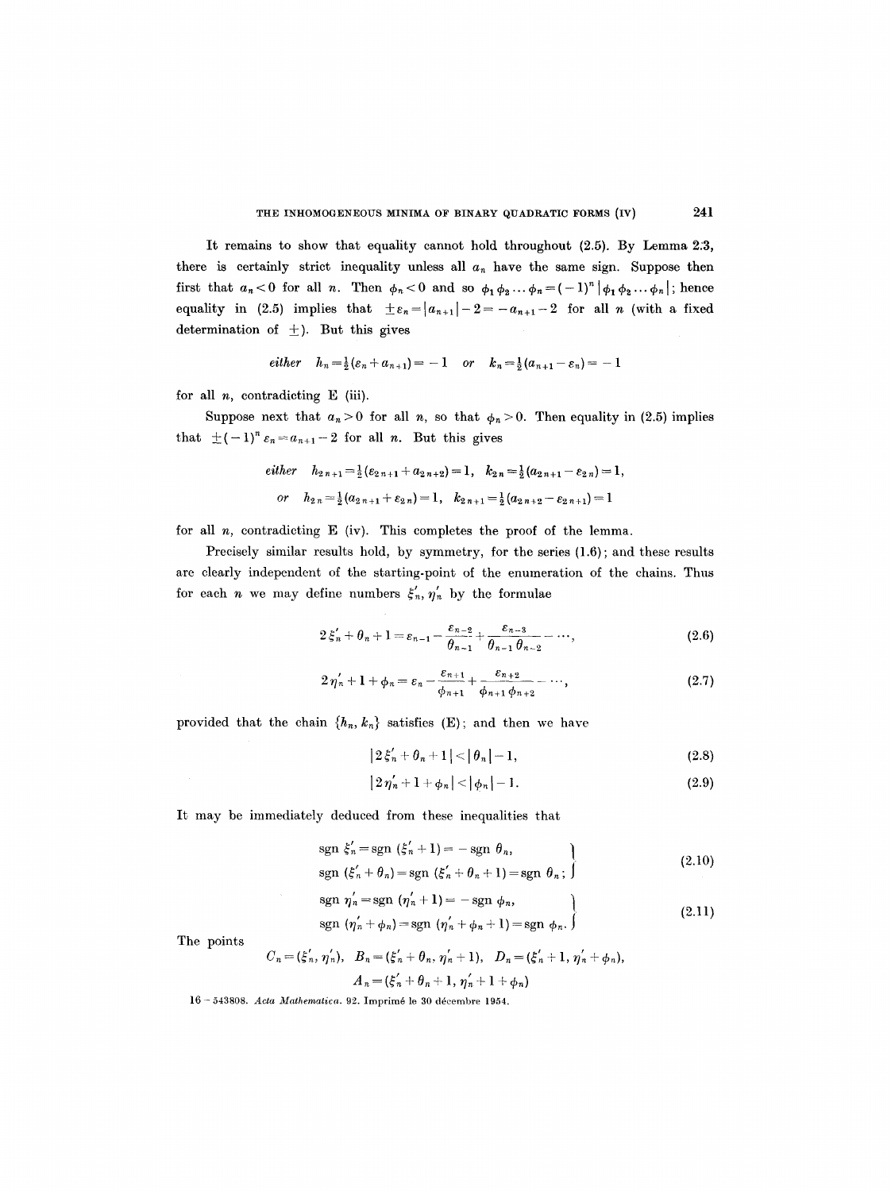It remains to show that equality cannot hold throughout (2.5). By Lemma 2:3, there is certainly strict inequality unless all $a_n$ have the same sign. Suppose then first that $a_n < 0$ for all $n$. Then $\phi_n < 0$ and so $\phi_1 \phi_2 \ldots \phi_n = (-1)^n |\phi_1 \phi_2 \ldots \phi_n|$; hence equality in (2.5) implies that $\pm \varepsilon_n = |a_{n+1}| - 2 = -a_{n+1} - 2$ for all $n$ (with a fixed determination of $\pm$). But this gives

$$\textit{either} \quad h_n = \tfrac{1}{2}(\varepsilon_n + a_{n+1}) = -1 \quad \textit{or} \quad k_n = \tfrac{1}{2}(a_{n+1} - \varepsilon_n) = -1$$

for all $n$, contradicting E (iii).

Suppose next that $a_n > 0$ for all $n$, so that $\phi_n > 0$. Then equality in (2.5) implies that $\pm(-1)^n \varepsilon_n = a_{n+1} - 2$ for all $n$. But this gives

$$\textit{either} \quad h_{2n+1} = \tfrac{1}{2}(\varepsilon_{2n+1} + a_{2n+2}) = 1, \quad k_{2n} = \tfrac{1}{2}(a_{2n+1} - \varepsilon_{2n}) = 1,$$

$$\textit{or} \quad h_{2n} = \tfrac{1}{2}(a_{2n+1} + \varepsilon_{2n}) = 1, \quad k_{2n+1} = \tfrac{1}{2}(a_{2n+2} - \varepsilon_{2n+1}) = 1$$

for all $n$, contradicting E (iv). This completes the proof of the lemma.

Precisely similar results hold, by symmetry, for the series (1.6); and these results are clearly independent of the starting-point of the enumeration of the chains. Thus for each $n$ we may define numbers $\xi_n'$, $\eta_n'$ by the formulae

$$2\xi_n' + \theta_n + 1 = \varepsilon_{n-1} - \frac{\varepsilon_{n-2}}{\theta_{n-1}} + \frac{\varepsilon_{n-3}}{\theta_{n-1}\theta_{n-2}} - \cdots, \tag{2.6}$$

$$2\eta_n' + 1 + \phi_n = \varepsilon_n - \frac{\varepsilon_{n+1}}{\phi_{n+1}} + \frac{\varepsilon_{n+2}}{\phi_{n+1}\phi_{n+2}} - \cdots, \tag{2.7}$$

provided that the chain $\{h_n, k_n\}$ satisfies (E); and then we have

$$|2\xi_n' + \theta_n + 1| < |\theta_n| - 1, \tag{2.8}$$

$$|2\eta_n' + 1 + \phi_n| < |\phi_n| - 1. \tag{2.9}$$

It may be immediately deduced from these inequalities that

$$\left.\begin{aligned} &\operatorname{sgn} \xi_n' = \operatorname{sgn}(\xi_n' + 1) = -\operatorname{sgn} \theta_n, \\ &\operatorname{sgn}(\xi_n' + \theta_n) = \operatorname{sgn}(\xi_n' + \theta_n + 1) = \operatorname{sgn} \theta_n; \end{aligned}\right\} \tag{2.10}$$

$$\left.\begin{aligned} &\operatorname{sgn} \eta_n' = \operatorname{sgn}(\eta_n' + 1) = -\operatorname{sgn} \phi_n, \\ &\operatorname{sgn}(\eta_n' + \phi_n) = \operatorname{sgn}(\eta_n' + \phi_n + 1) = \operatorname{sgn} \phi_n. \end{aligned}\right\} \tag{2.11}$$

The points

$$C_n = (\xi_n', \eta_n'), \quad B_n = (\xi_n' + \theta_n, \eta_n' + 1), \quad D_n = (\xi_n' + 1, \eta_n' + \phi_n),$$

$$A_n = (\xi_n' + \theta_n + 1, \eta_n' + 1 + \phi_n)$$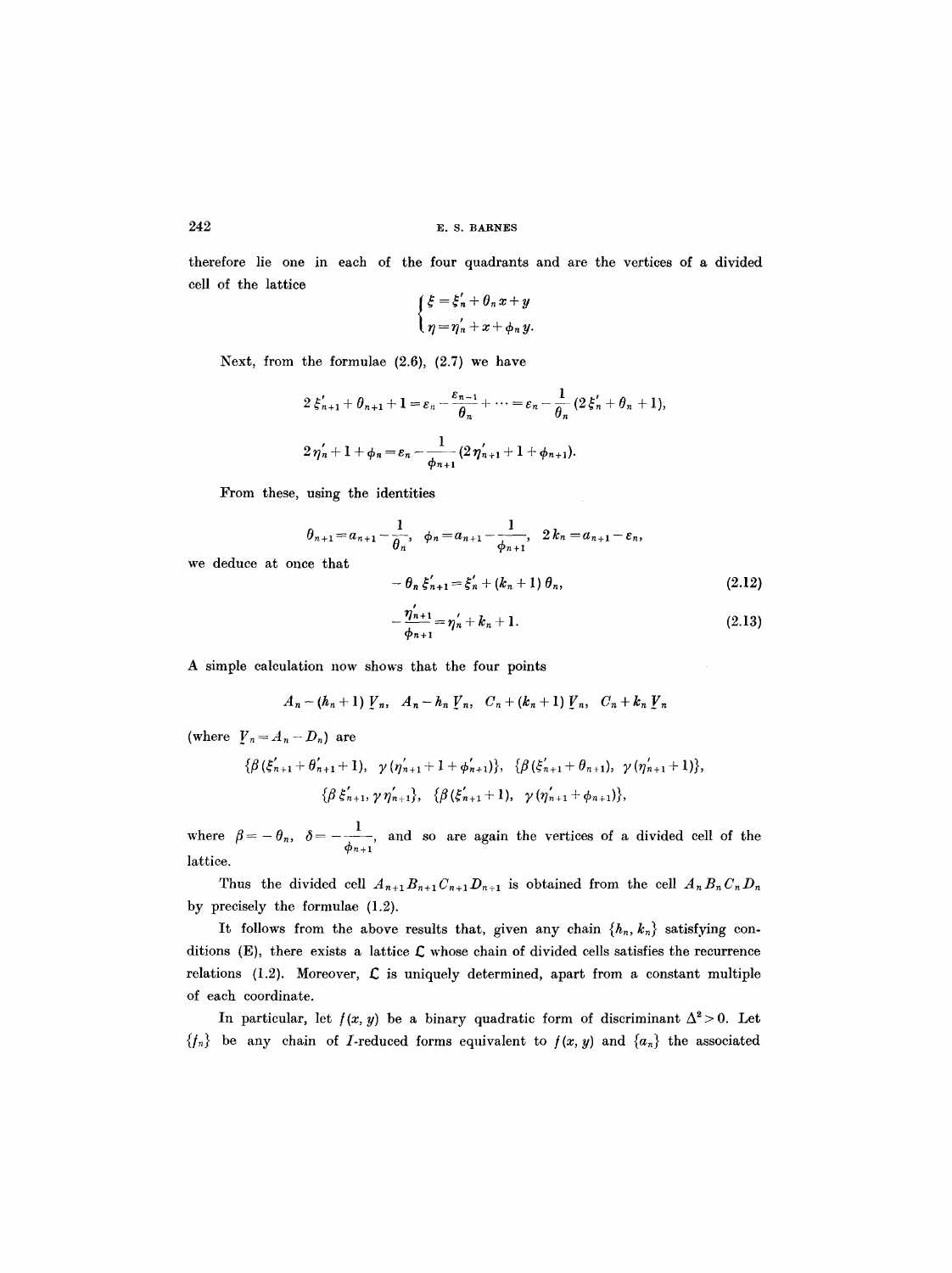therefore lie one in each of the four quadrants and are the vertices of a divided cell of the lattice

$$\begin{cases} \xi = \xi_n' + \theta_n x + y \\ \eta = \eta_n' + x + \phi_n y. \end{cases}$$

Next, from the formulae (2.6), (2.7) we have

$$2\,\xi_{n+1}' + \theta_{n+1} + 1 = \varepsilon_n - \frac{\varepsilon_{n-1}}{\theta_n} + \cdots = \varepsilon_n - \frac{1}{\theta_n}\,(2\,\xi_n' + \theta_n + 1),$$

$$2\,\eta_n' + 1 + \phi_n = \varepsilon_n - \frac{1}{\phi_{n+1}}\,(2\,\eta_{n+1}' + 1 + \phi_{n+1}).$$

From these, using the identities

$$\theta_{n+1} = a_{n+1} - \frac{1}{\theta_n}, \quad \phi_n = a_{n+1} - \frac{1}{\phi_{n+1}}, \quad 2\,k_n = a_{n+1} - \varepsilon_n,$$

we deduce at once that

$$-\,\theta_n\,\xi_{n+1}' = \xi_n' + (k_n + 1)\,\theta_n, \tag{2.12}$$

$$-\frac{\eta_{n+1}'}{\phi_{n+1}} = \eta_n' + k_n + 1. \tag{2.13}$$

A simple calculation now shows that the four points

$$A_n - (h_n + 1)\,\underline{V}_n, \quad A_n - h_n\,\underline{V}_n, \quad C_n + (k_n + 1)\,\underline{V}_n, \quad C_n + k_n\,\underline{V}_n$$

(where $\underline{V}_n = A_n - D_n$) are

$$\{\beta\,(\xi_{n+1}' + \theta_{n+1}' + 1),\ \gamma\,(\eta_{n+1}' + 1 + \phi_{n+1}')\}, \quad \{\beta\,(\xi_{n+1}' + \theta_{n+1}),\ \gamma\,(\eta_{n+1}' + 1)\},$$

$$\{\beta\,\xi_{n+1}',\ \gamma\,\eta_{n+1}'\}, \quad \{\beta\,(\xi_{n+1}' + 1),\ \gamma\,(\eta_{n+1}' + \phi_{n+1})\},$$

where $\beta = -\,\theta_n$, $\delta = -\dfrac{1}{\phi_{n+1}}$, and so are again the vertices of a divided cell of the lattice.

Thus the divided cell $A_{n+1}B_{n+1}C_{n+1}D_{n+1}$ is obtained from the cell $A_n B_n C_n D_n$ by precisely the formulae (1.2).

It follows from the above results that, given any chain $\{h_n, k_n\}$ satisfying conditions (E), there exists a lattice $\mathcal{L}$ whose chain of divided cells satisfies the recurrence relations (1.2). Moreover, $\mathcal{L}$ is uniquely determined, apart from a constant multiple of each coordinate.

In particular, let $f(x, y)$ be a binary quadratic form of discriminant $\Delta^2 > 0$. Let $\{f_n\}$ be any chain of $I$-reduced forms equivalent to $f(x, y)$ and $\{a_n\}$ the associated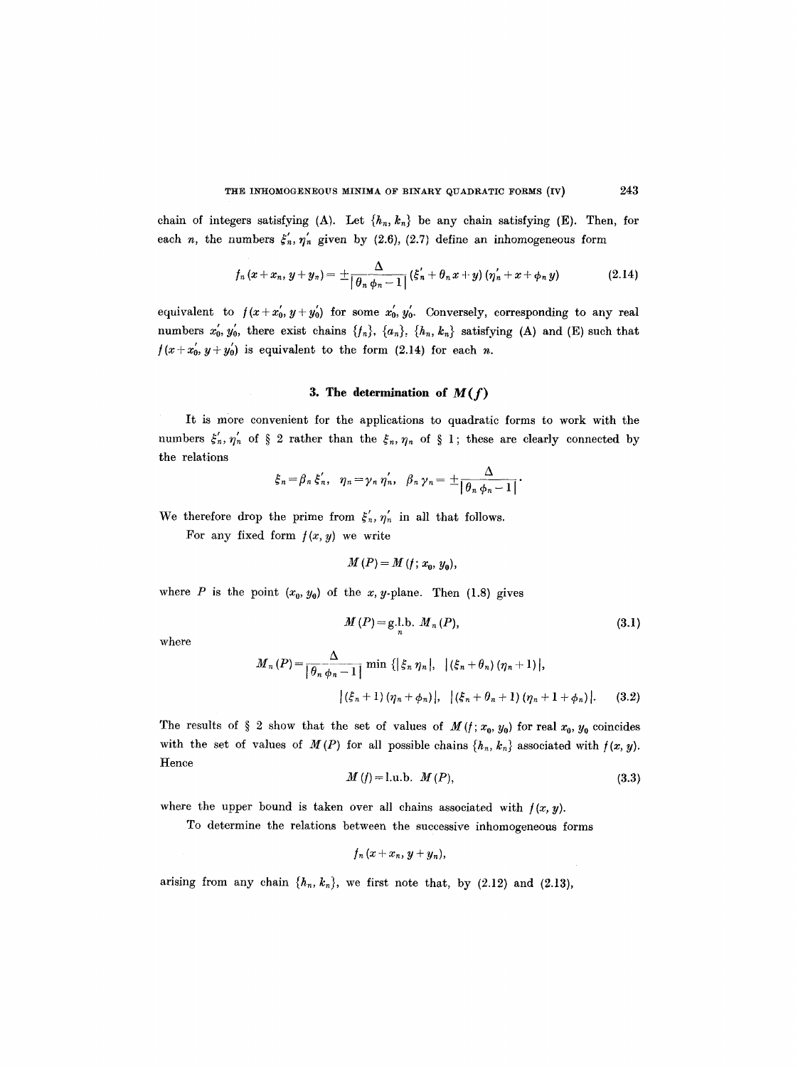chain of integers satisfying (A). Let $\{h_n, k_n\}$ be any chain satisfying (E). Then, for each $n$, the numbers $\xi'_n, \eta'_n$ given by (2.6), (2.7) define an inhomogeneous form

$$f_n(x + x_n, y + y_n) = \pm \frac{\Delta}{|\theta_n \phi_n - 1|} (\xi'_n + \theta_n x + y)(\eta'_n + x + \phi_n y) \tag{2.14}$$

equivalent to $f(x + x'_0, y + y'_0)$ for some $x'_0, y'_0$. Conversely, corresponding to any real numbers $x'_0, y'_0$, there exist chains $\{f_n\}$, $\{a_n\}$, $\{h_n, k_n\}$ satisfying (A) and (E) such that $f(x + x'_0, y + y'_0)$ is equivalent to the form (2.14) for each $n$.

## 3. The determination of $M(f)$

It is more convenient for the applications to quadratic forms to work with the numbers $\xi'_n, \eta'_n$ of § 2 rather than the $\xi_n, \eta_n$ of § 1; these are clearly connected by the relations

$$\xi_n = \beta_n \xi'_n, \quad \eta_n = \gamma_n \eta'_n, \quad \beta_n \gamma_n = \pm \frac{\Delta}{|\theta_n \phi_n - 1|}.$$

We therefore drop the prime from $\xi'_n, \eta'_n$ in all that follows.

For any fixed form $f(x, y)$ we write

$$M(P) = M(f; x_0, y_0),$$

where $P$ is the point $(x_0, y_0)$ of the $x, y$-plane. Then (1.8) gives

$$M(P) = \underset{n}{\text{g.l.b.}}\ M_n(P), \tag{3.1}$$

where

$$M_n(P) = \frac{\Delta}{|\theta_n \phi_n - 1|} \min \{|\xi_n \eta_n|,\ |(\xi_n + \theta_n)(\eta_n + 1)|,$$
$$|(\xi_n + 1)(\eta_n + \phi_n)|,\ |(\xi_n + \theta_n + 1)(\eta_n + 1 + \phi_n)|. \tag{3.2}$$

The results of § 2 show that the set of values of $M(f; x_0, y_0)$ for real $x_0, y_0$ coincides with the set of values of $M(P)$ for all possible chains $\{h_n, k_n\}$ associated with $f(x, y)$. Hence

$$M(f) = \text{l.u.b. } M(P), \tag{3.3}$$

where the upper bound is taken over all chains associated with $f(x, y)$.

To determine the relations between the successive inhomogeneous forms

$$f_n(x + x_n, y + y_n),$$

arising from any chain $\{h_n, k_n\}$, we first note that, by (2.12) and (2.13),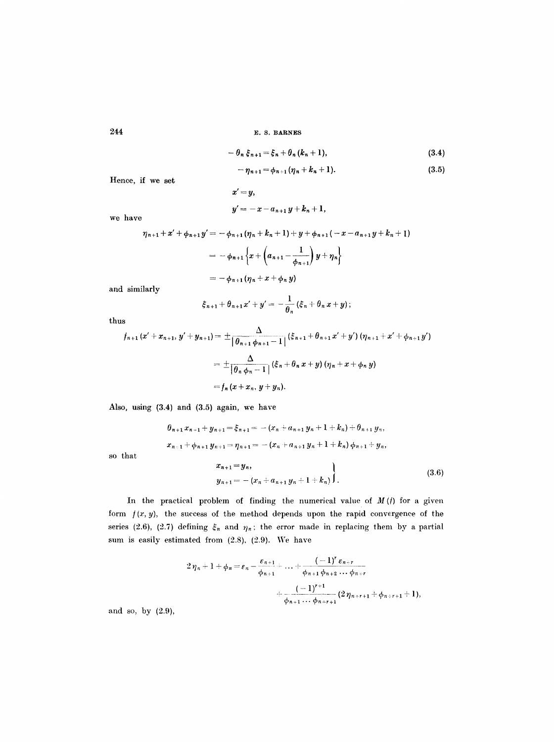$$-\theta_n \xi_{n+1} = \xi_n + \theta_n (k_n + 1), \tag{3.4}$$

$$-\eta_{n+1} = \phi_{n+1} (\eta_n + k_n + 1). \tag{3.5}$$

Hence, if we set

$$x' = y,$$

$$y' = -x - a_{n+1} y + k_n + 1,$$

we have

$$\begin{aligned}
\eta_{n+1} + x' + \phi_{n+1} y' &= -\phi_{n+1} (\eta_n + k_n + 1) + y + \phi_{n+1} (-x - a_{n+1} y + k_n + 1) \\
&= -\phi_{n+1} \left\{ x + \left( a_{n+1} - \frac{1}{\phi_{n+1}} \right) y + \eta_n \right\} \\
&= -\phi_{n+1} (\eta_n + x + \phi_n y)
\end{aligned}$$

and similarly

$$\xi_{n+1} + \theta_{n+1} x' + y' = -\frac{1}{\theta_n} (\xi_n + \theta_n x + y);$$

thus

$$\begin{aligned}
f_{n+1} (x' + x_{n+1}, y' + y_{n+1}) &= \pm \frac{\Delta}{|\theta_{n+1} \phi_{n+1} - 1|} (\xi_{n+1} + \theta_{n+1} x' + y') (\eta_{n+1} + x' + \phi_{n+1} y') \\
&= \pm \frac{\Delta}{|\theta_n \phi_n - 1|} (\xi_n + \theta_n x + y) (\eta_n + x + \phi_n y) \\
&= f_n (x + x_n, y + y_n).
\end{aligned}$$

Also, using (3.4) and (3.5) again, we have

$$\theta_{n+1} x_{n+1} + y_{n+1} = \xi_{n+1} = -(x_n + a_{n+1} y_n + 1 + k_n) + \theta_{n+1} y_n,$$

$$x_{n+1} + \phi_{n+1} y_{n+1} = \eta_{n+1} = -(x_n + a_{n+1} y_n + 1 + k_n) \phi_{n+1} + y_n,$$

so that

$$\left. \begin{aligned} x_{n+1} &= y_n, \\ y_{n+1} &= -(x_n + a_{n+1} y_n + 1 + k_n) \end{aligned} \right\}. \tag{3.6}$$

In the practical problem of finding the numerical value of $M(f)$ for a given form $f(x, y)$, the success of the method depends upon the rapid convergence of the series (2.6), (2.7) defining $\xi_n$ and $\eta_n$; the error made in replacing them by a partial sum is easily estimated from (2.8), (2.9). We have

$$\begin{aligned}
2\eta_n + 1 + \phi_n = \varepsilon_n - \frac{\varepsilon_{n+1}}{\phi_{n+1}} + \cdots + \frac{(-1)^r \varepsilon_{n+r}}{\phi_{n+1} \phi_{n+2} \cdots \phi_{n+r}} \\
+ \frac{(-1)^{r+1}}{\phi_{n+1} \cdots \phi_{n+r+1}} (2\eta_{n+r+1} + \phi_{n+r+1} + 1),
\end{aligned}$$

and so, by (2.9),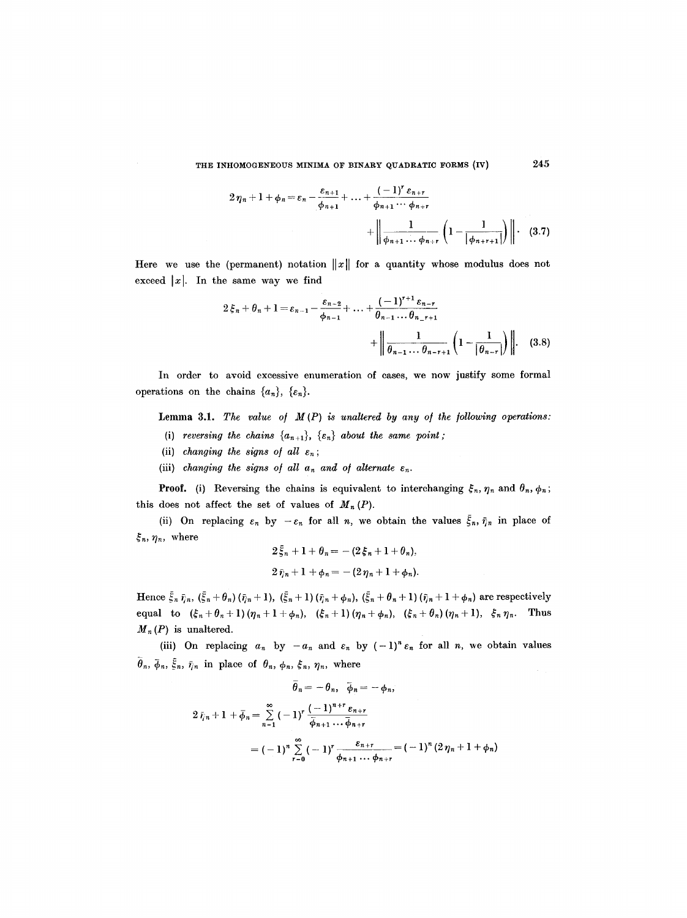$$2\eta_n + 1 + \phi_n = \varepsilon_n - \frac{\varepsilon_{n+1}}{\phi_{n+1}} + \dots + \frac{(-1)^r \varepsilon_{n+r}}{\phi_{n+1} \cdots \phi_{n+r}} + \left\| \frac{1}{\phi_{n+1} \cdots \phi_{n+r}} \left(1 - \frac{1}{|\phi_{n+r+1}|}\right) \right\|. \quad (3.7)$$

Here we use the (permanent) notation $\|x\|$ for a quantity whose modulus does not exceed $|x|$. In the same way we find

$$2\xi_n + \theta_n + 1 = \varepsilon_{n-1} - \frac{\varepsilon_{n-2}}{\phi_{n-1}} + \dots + \frac{(-1)^{r+1} \varepsilon_{n-r}}{\theta_{n-1} \cdots \theta_{n-r+1}} + \left\| \frac{1}{\theta_{n-1} \cdots \theta_{n-r+1}} \left(1 - \frac{1}{|\theta_{n-r}|}\right) \right\|. \quad (3.8)$$

In order to avoid excessive enumeration of cases, we now justify some formal operations on the chains $\{a_n\}$, $\{\varepsilon_n\}$.

**Lemma 3.1.** *The value of $M(P)$ is unaltered by any of the following operations:*

(i) *reversing the chains $\{a_{n+1}\}$, $\{\varepsilon_n\}$ about the same point;*

(ii) *changing the signs of all $\varepsilon_n$;*

(iii) *changing the signs of all $a_n$ and of alternate $\varepsilon_n$.*

**Proof.** (i) Reversing the chains is equivalent to interchanging $\xi_n, \eta_n$ and $\theta_n, \phi_n$; this does not affect the set of values of $M_n(P)$.

(ii) On replacing $\varepsilon_n$ by $-\varepsilon_n$ for all $n$, we obtain the values $\bar{\xi}_n, \bar{\eta}_n$ in place of $\xi_n, \eta_n$, where

$$2\bar{\xi}_n + 1 + \theta_n = -(2\xi_n + 1 + \theta_n),$$

$$2\bar{\eta}_n + 1 + \phi_n = -(2\eta_n + 1 + \phi_n).$$

Hence $\bar{\xi}_n \bar{\eta}_n$, $(\bar{\xi}_n + \theta_n)(\bar{\eta}_n + 1)$, $(\bar{\xi}_n + 1)(\bar{\eta}_n + \phi_n)$, $(\bar{\xi}_n + \theta_n + 1)(\bar{\eta}_n + 1 + \phi_n)$ are respectively equal to $(\xi_n + \theta_n + 1)(\eta_n + 1 + \phi_n)$, $(\xi_n + 1)(\eta_n + \phi_n)$, $(\xi_n + \theta_n)(\eta_n + 1)$, $\xi_n \eta_n$. Thus $M_n(P)$ is unaltered.

(iii) On replacing $a_n$ by $-a_n$ and $\varepsilon_n$ by $(-1)^n \varepsilon_n$ for all $n$, we obtain values $\bar{\theta}_n, \bar{\phi}_n, \bar{\xi}_n, \bar{\eta}_n$ in place of $\theta_n, \phi_n, \xi_n, \eta_n$, where

$$\bar{\theta}_n = -\theta_n, \quad \bar{\phi}_n = -\phi_n,$$

$$2\bar{\eta}_n + 1 + \bar{\phi}_n = \sum_{n=1}^{\infty} (-1)^r \frac{(-1)^{n+r} \varepsilon_{n+r}}{\bar{\phi}_{n+1} \cdots \bar{\phi}_{n+r}}$$

$$= (-1)^n \sum_{r=0}^{\infty} (-1)^r \frac{\varepsilon_{n+r}}{\phi_{n+1} \cdots \phi_{n+r}} = (-1)^n (2\eta_n + 1 + \phi_n)$$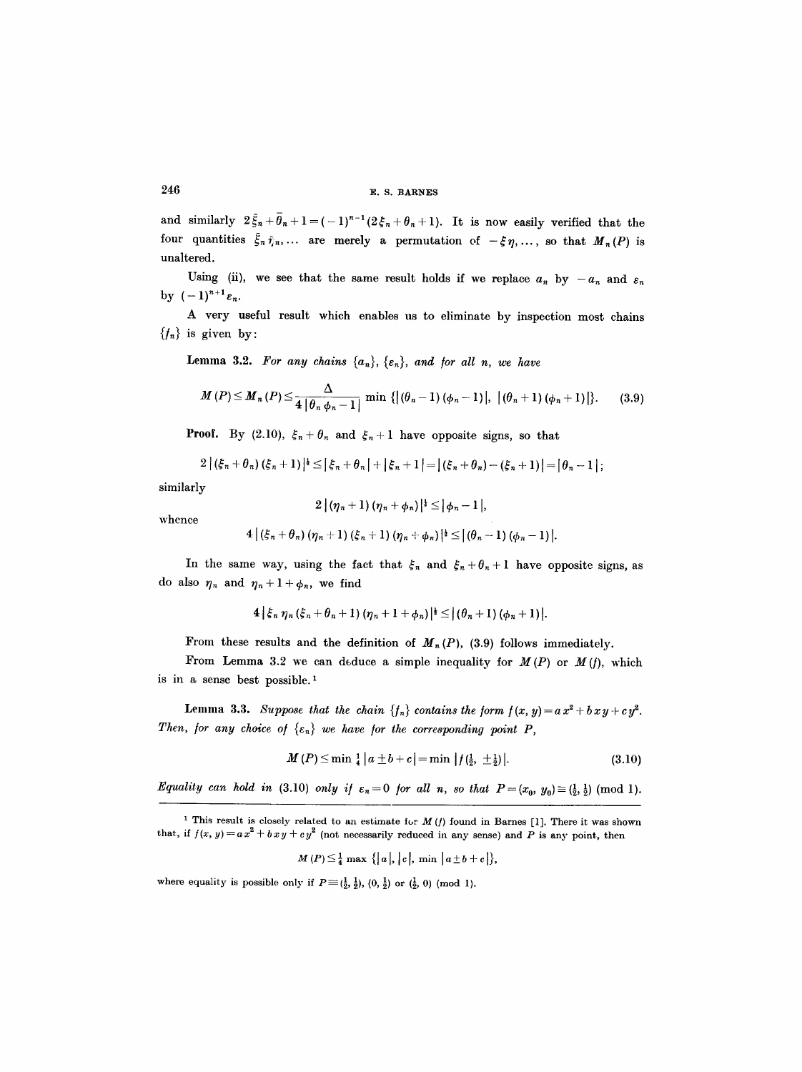and similarly $2\bar{\xi}_n + \bar{\theta}_n + 1 = (-1)^{n-1}(2\xi_n + \theta_n + 1)$. It is now easily verified that the four quantities $\bar{\xi}_n \bar{\eta}_n, \ldots$ are merely a permutation of $-\xi\eta, \ldots$, so that $M_n(P)$ is unaltered.

Using (ii), we see that the same result holds if we replace $a_n$ by $-a_n$ and $\varepsilon_n$ by $(-1)^{n+1}\varepsilon_n$.

A very useful result which enables us to eliminate by inspection most chains $\{f_n\}$ is given by:

**Lemma 3.2.** *For any chains $\{a_n\}$, $\{\varepsilon_n\}$, and for all n, we have*

$$M(P) \leq M_n(P) \leq \frac{\Delta}{4\,|\theta_n \phi_n - 1|} \min \{|(\theta_n - 1)(\phi_n - 1)|,\ |(\theta_n + 1)(\phi_n + 1)|\}. \tag{3.9}$$

**Proof.** By (2.10), $\xi_n + \theta_n$ and $\xi_n + 1$ have opposite signs, so that

$$2\,|(\xi_n + \theta_n)(\xi_n + 1)|^{\frac{1}{2}} \leq |\xi_n + \theta_n| + |\xi_n + 1| = |(\xi_n + \theta_n) - (\xi_n + 1)| = |\theta_n - 1|;$$

similarly

$$2\,|(\eta_n + 1)(\eta_n + \phi_n)|^{\frac{1}{2}} \leq |\phi_n - 1|,$$

whence

$$4\,|(\xi_n + \theta_n)(\eta_n + 1)(\xi_n + 1)(\eta_n + \phi_n)|^{\frac{1}{2}} \leq |(\theta_n - 1)(\phi_n - 1)|.$$

In the same way, using the fact that $\xi_n$ and $\xi_n + \theta_n + 1$ have opposite signs, as do also $\eta_n$ and $\eta_n + 1 + \phi_n$, we find

$$4\,|\xi_n \eta_n (\xi_n + \theta_n + 1)(\eta_n + 1 + \phi_n)|^{\frac{1}{2}} \leq |(\theta_n + 1)(\phi_n + 1)|.$$

From these results and the definition of $M_n(P)$, (3.9) follows immediately.

From Lemma 3.2 we can deduce a simple inequality for $M(P)$ or $M(f)$, which is in a sense best possible.[1]

**Lemma 3.3.** *Suppose that the chain $\{f_n\}$ contains the form $f(x, y) = ax^2 + bxy + cy^2$. Then, for any choice of $\{\varepsilon_n\}$ we have for the corresponding point P,*

$$M(P) \leq \min \tfrac{1}{4}\,|a \pm b + c| = \min |f(\tfrac{1}{2}, \pm\tfrac{1}{2})|. \tag{3.10}$$

*Equality can hold in (3.10) only if $\varepsilon_n = 0$ for all n, so that $P = (x_0, y_0) \equiv (\tfrac{1}{2}, \tfrac{1}{2}) \pmod 1$.*

---

[1] This result is closely related to an estimate for $M(f)$ found in Barnes [1]. There it was shown that, if $f(x, y) = ax^2 + bxy + cy^2$ (not necessarily reduced in any sense) and $P$ is any point, then

$$M(P) \leq \tfrac{1}{4} \max \{|a|, |c|, \min |a \pm b + c|\},$$

where equality is possible only if $P \equiv (\tfrac{1}{2}, \tfrac{1}{2})$, $(0, \tfrac{1}{2})$ or $(\tfrac{1}{2}, 0) \pmod 1$.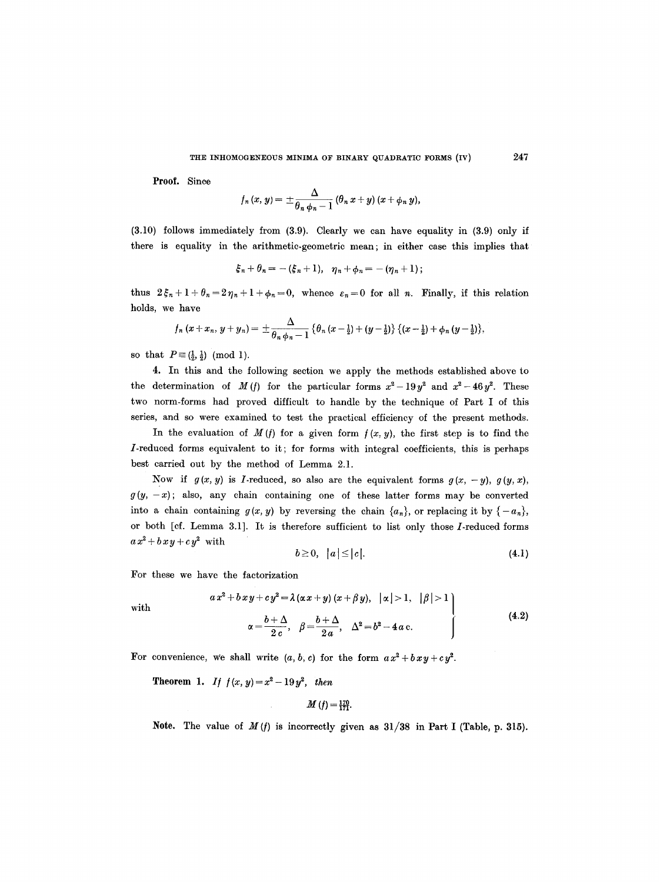**Proof.** Since

$$f_n(x, y) = \pm \frac{\Delta}{\theta_n \phi_n - 1} (\theta_n x + y)(x + \phi_n y),$$

(3.10) follows immediately from (3.9). Clearly we can have equality in (3.9) only if there is equality in the arithmetic-geometric mean; in either case this implies that

$$\xi_n + \theta_n = -(\xi_n + 1), \quad \eta_n + \phi_n = -(\eta_n + 1);$$

thus $2\xi_n + 1 + \theta_n = 2\eta_n + 1 + \phi_n = 0$, whence $\varepsilon_n = 0$ for all $n$. Finally, if this relation holds, we have

$$f_n(x + x_n, y + y_n) = \pm \frac{\Delta}{\theta_n \phi_n - 1} \{\theta_n (x - \tfrac{1}{2}) + (y - \tfrac{1}{2})\} \{(x - \tfrac{1}{2}) + \phi_n (y - \tfrac{1}{2})\},$$

so that $P \equiv (\tfrac{1}{2}, \tfrac{1}{2}) \pmod 1$.

**4.** In this and the following section we apply the methods established above to the determination of $M(f)$ for the particular forms $x^2 - 19y^2$ and $x^2 - 46y^2$. These two norm-forms had proved difficult to handle by the technique of Part I of this series, and so were examined to test the practical efficiency of the present methods.

In the evaluation of $M(f)$ for a given form $f(x, y)$, the first step is to find the $I$-reduced forms equivalent to it; for forms with integral coefficients, this is perhaps best carried out by the method of Lemma 2.1.

Now if $g(x, y)$ is $I$-reduced, so also are the equivalent forms $g(x, -y)$, $g(y, x)$, $g(y, -x)$; also, any chain containing one of these latter forms may be converted into a chain containing $g(x, y)$ by reversing the chain $\{a_n\}$, or replacing it by $\{-a_n\}$, or both [cf. Lemma 3.1]. It is therefore sufficient to list only those $I$-reduced forms $ax^2 + bxy + cy^2$ with

$$b \geq 0, \quad |a| \leq |c|. \tag{4.1}$$

For these we have the factorization

$$\left.\begin{aligned} ax^2 + bxy + cy^2 &= \lambda(\alpha x + y)(x + \beta y), \quad |\alpha| > 1, \quad |\beta| > 1 \\ \alpha &= \frac{b + \Delta}{2c}, \quad \beta = \frac{b + \Delta}{2a}, \quad \Delta^2 = b^2 - 4ac. \end{aligned}\right\} \tag{4.2}$$

with

For convenience, we shall write $(a, b, c)$ for the form $ax^2 + bxy + cy^2$.

**Theorem 1.** *If $f(x, y) = x^2 - 19y^2$, then*

$$M(f) = \tfrac{170}{171}.$$

**Note.** The value of $M(f)$ is incorrectly given as $31/38$ in Part I (Table, p. 315).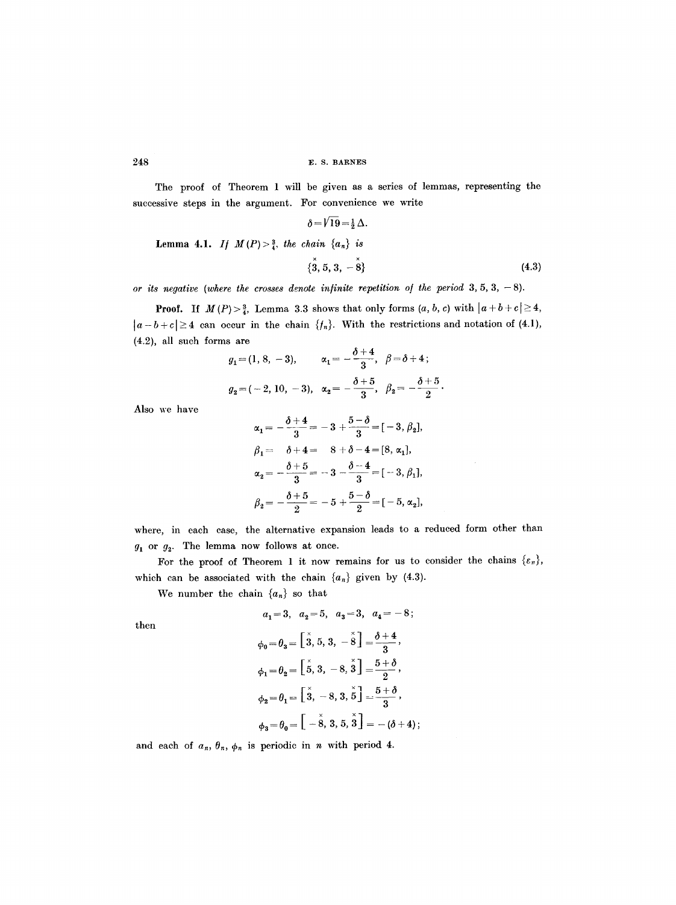The proof of Theorem 1 will be given as a series of lemmas, representing the successive steps in the argument. For convenience we write

$$\delta = \sqrt{19} = \tfrac{1}{2}\Delta.$$

**Lemma 4.1.** *If* $M(P) > \frac{3}{4}$, *the chain* $\{a_n\}$ *is*

$$\{\overset{\times}{3}, 5, 3, -\overset{\times}{8}\} \tag{4.3}$$

*or its negative (where the crosses denote infinite repetition of the period* $3, 5, 3, -8$).

**Proof.** If $M(P) > \frac{3}{4}$, Lemma 3.3 shows that only forms $(a, b, c)$ with $|a+b+c| \geq 4$, $|a-b+c| \geq 4$ can occur in the chain $\{f_n\}$. With the restrictions and notation of (4.1), (4.2), all such forms are

$$g_1 = (1, 8, -3), \qquad \alpha_1 = -\frac{\delta+4}{3}, \quad \beta = \delta + 4;$$

$$g_2 = (-2, 10, -3), \quad \alpha_2 = -\frac{\delta+5}{3}, \quad \beta_2 = -\frac{\delta+5}{2}.$$

Also we have

$$\alpha_1 = -\frac{\delta+4}{3} = -3 + \frac{5-\delta}{3} = [-3, \beta_2],$$

$$\beta_1 = \quad \delta + 4 = \quad 8 + \delta - 4 = [8, \alpha_1],$$

$$\alpha_2 = -\frac{\delta+5}{3} = -3 - \frac{\delta-4}{3} = [-3, \beta_1],$$

$$\beta_2 = -\frac{\delta+5}{2} = -5 + \frac{5-\delta}{2} = [-5, \alpha_2],$$

where, in each case, the alternative expansion leads to a reduced form other than $g_1$ or $g_2$. The lemma now follows at once.

For the proof of Theorem 1 it now remains for us to consider the chains $\{\varepsilon_n\}$, which can be associated with the chain $\{a_n\}$ given by (4.3).

We number the chain $\{a_n\}$ so that

$$a_1 = 3, \quad a_2 = 5, \quad a_3 = 3, \quad a_4 = -8;$$

then

$$\phi_0 = \theta_3 = \left[\overset{\times}{3}, 5, 3, -\overset{\times}{8}\right] = \frac{\delta+4}{3},$$

$$\phi_1 = \theta_2 = \left[\overset{\times}{5}, 3, -8, \overset{\times}{3}\right] = \frac{5+\delta}{2},$$

$$\phi_2 = \theta_1 = \left[\overset{\times}{3}, -8, 3, \overset{\times}{5}\right] = \frac{5+\delta}{3},$$

$$\phi_3 = \theta_0 = \left[-\overset{\times}{8}, 3, 5, \overset{\times}{3}\right] = -(\delta+4);$$

and each of $a_n$, $\theta_n$, $\phi_n$ is periodic in $n$ with period 4.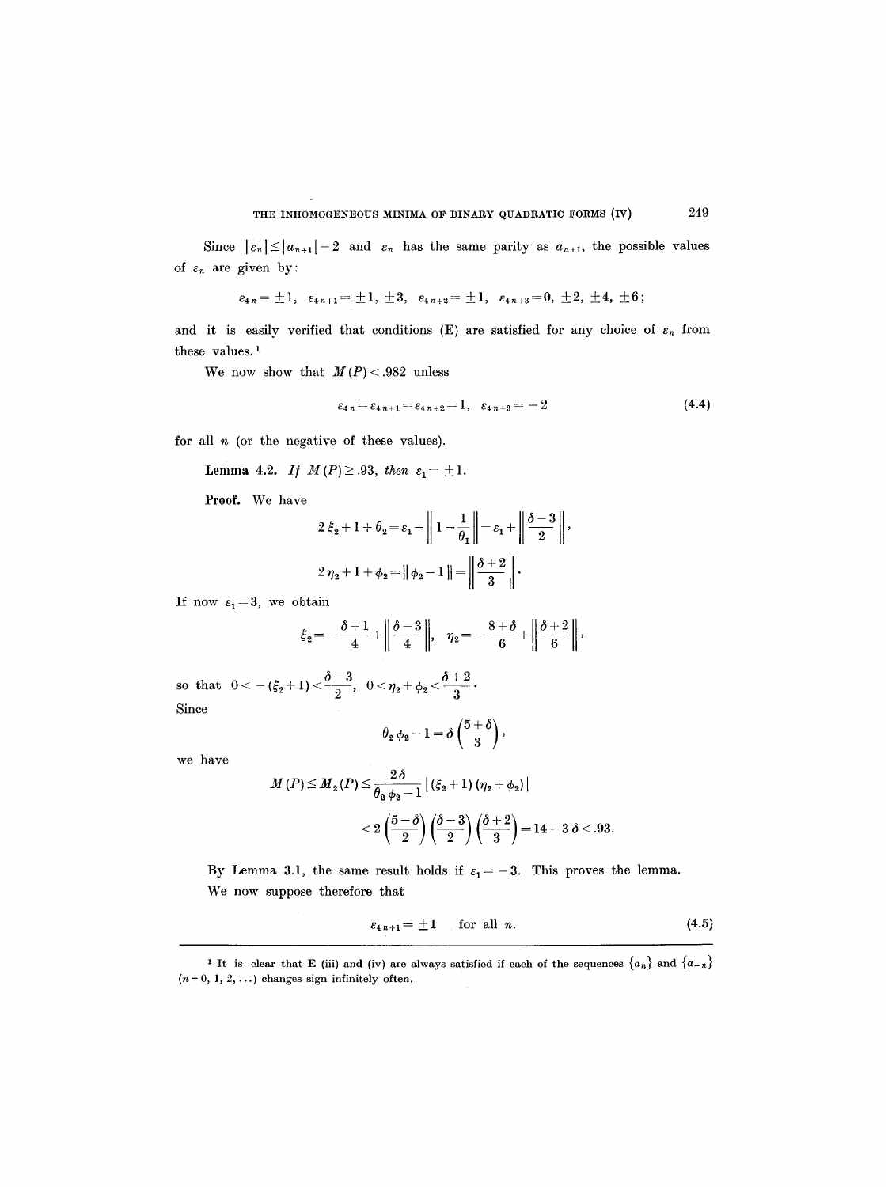Since $|\varepsilon_n| \leq |a_{n+1}| - 2$ and $\varepsilon_n$ has the same parity as $a_{n+1}$, the possible values of $\varepsilon_n$ are given by:

$$\varepsilon_{4n} = \pm 1, \quad \varepsilon_{4n+1} = \pm 1, \pm 3, \quad \varepsilon_{4n+2} = \pm 1, \quad \varepsilon_{4n+3} = 0, \pm 2, \pm 4, \pm 6;$$

and it is easily verified that conditions (E) are satisfied for any choice of $\varepsilon_n$ from these values.[1]

We now show that $M(P) < .982$ unless

$$\varepsilon_{4n} = \varepsilon_{4n+1} = \varepsilon_{4n+2} = 1, \quad \varepsilon_{4n+3} = -2 \tag{4.4}$$

for all $n$ (or the negative of these values).

**Lemma 4.2.** *If $M(P) \geq .93$, then $\varepsilon_1 = \pm 1$.*

**Proof.** We have

$$2\xi_2 + 1 + \theta_2 = \varepsilon_1 + \left\| 1 - \frac{1}{\theta_1} \right\| = \varepsilon_1 + \left\| \frac{\delta - 3}{2} \right\|,$$

$$2\eta_2 + 1 + \phi_2 = \| \phi_2 - 1 \| = \left\| \frac{\delta + 2}{3} \right\|.$$

If now $\varepsilon_1 = 3$, we obtain

$$\xi_2 = -\frac{\delta + 1}{4} + \left\| \frac{\delta - 3}{4} \right\|, \quad \eta_2 = -\frac{8 + \delta}{6} + \left\| \frac{\delta + 2}{6} \right\|,$$

so that $0 < -(\xi_2 + 1) < \dfrac{\delta - 3}{2}$, $0 < \eta_2 + \phi_2 < \dfrac{\delta + 2}{3}$.

Since

$$\theta_2 \phi_2 - 1 = \delta \left( \frac{5 + \delta}{3} \right),$$

we have

$$M(P) \leq M_2(P) \leq \frac{2\delta}{\theta_2 \phi_2 - 1} |(\xi_2 + 1)(\eta_2 + \phi_2)|$$

$$< 2 \left( \frac{5 - \delta}{2} \right) \left( \frac{\delta - 3}{2} \right) \left( \frac{\delta + 2}{3} \right) = 14 - 3\delta < .93.$$

By Lemma 3.1, the same result holds if $\varepsilon_1 = -3$. This proves the lemma.

We now suppose therefore that

$$\varepsilon_{4n+1} = \pm 1 \quad \text{for all } n. \tag{4.5}$$

---

[1] It is clear that E (iii) and (iv) are always satisfied if each of the sequences $\{a_n\}$ and $\{a_{-n}\}$ $(n = 0, 1, 2, \ldots)$ changes sign infinitely often.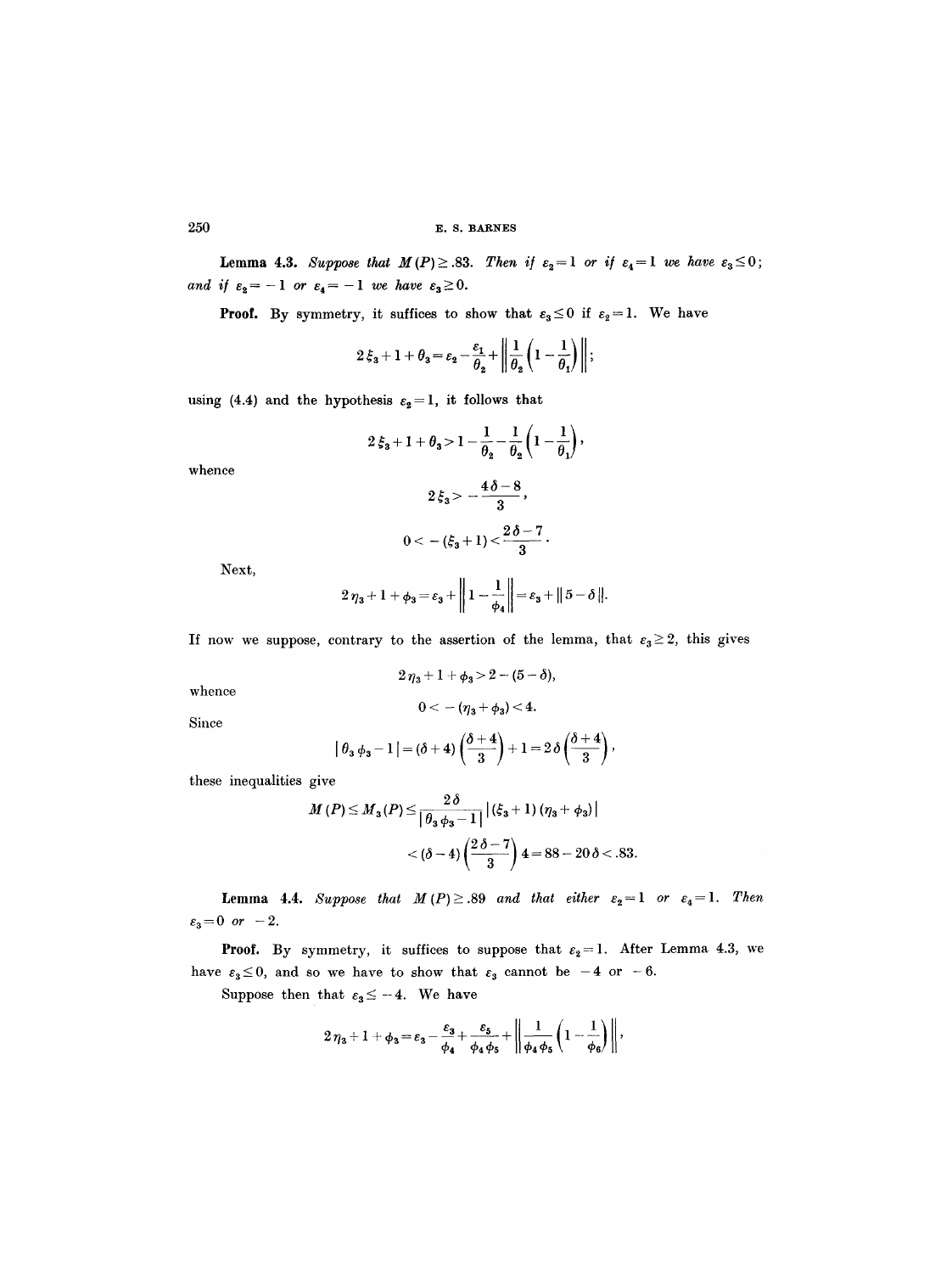**Lemma 4.3.** *Suppose that $M(P) \geq .83$. Then if $\varepsilon_2 = 1$ or if $\varepsilon_4 = 1$ we have $\varepsilon_3 \leq 0$; and if $\varepsilon_2 = -1$ or $\varepsilon_4 = -1$ we have $\varepsilon_3 \geq 0$.*

**Proof.** By symmetry, it suffices to show that $\varepsilon_3 \leq 0$ if $\varepsilon_2 = 1$. We have

$$2\xi_3 + 1 + \theta_3 = \varepsilon_2 - \frac{\varepsilon_1}{\theta_2} + \left\| \frac{1}{\theta_2}\left(1 - \frac{1}{\theta_1}\right) \right\|;$$

using (4.4) and the hypothesis $\varepsilon_2 = 1$, it follows that

$$2\xi_3 + 1 + \theta_3 > 1 - \frac{1}{\theta_2} - \frac{1}{\theta_2}\left(1 - \frac{1}{\theta_1}\right),$$

whence

$$2\xi_3 > -\frac{4\delta - 8}{3},$$

$$0 < -(\xi_3 + 1) < \frac{2\delta - 7}{3}.$$

Next,

$$2\eta_3 + 1 + \phi_3 = \varepsilon_3 + \left\| 1 - \frac{1}{\phi_4} \right\| = \varepsilon_3 + \| 5 - \delta \|.$$

If now we suppose, contrary to the assertion of the lemma, that $\varepsilon_3 \geq 2$, this gives

$$2\eta_3 + 1 + \phi_3 > 2 - (5 - \delta),$$

whence

$$0 < -(\eta_3 + \phi_3) < 4.$$

Since

$$|\theta_3 \phi_3 - 1| = (\delta + 4)\left(\frac{\delta + 4}{3}\right) + 1 = 2\delta\left(\frac{\delta + 4}{3}\right),$$

these inequalities give

$$M(P) \leq M_3(P) \leq \frac{2\delta}{|\theta_3\phi_3 - 1|} |(\xi_3 + 1)(\eta_3 + \phi_3)|$$

$$< (\delta - 4)\left(\frac{2\delta - 7}{3}\right) 4 = 88 - 20\delta < .83.$$

**Lemma 4.4.** *Suppose that $M(P) \geq .89$ and that either $\varepsilon_2 = 1$ or $\varepsilon_4 = 1$. Then $\varepsilon_3 = 0$ or $-2$.*

**Proof.** By symmetry, it suffices to suppose that $\varepsilon_2 = 1$. After Lemma 4.3, we have $\varepsilon_3 \leq 0$, and so we have to show that $\varepsilon_3$ cannot be $-4$ or $-6$.

Suppose then that $\varepsilon_3 \leq -4$. We have

$$2\eta_3 + 1 + \phi_3 = \varepsilon_3 - \frac{\varepsilon_3}{\phi_4} + \frac{\varepsilon_5}{\phi_4\phi_5} + \left\| \frac{1}{\phi_4\phi_5}\left(1 - \frac{1}{\phi_6}\right) \right\|,$$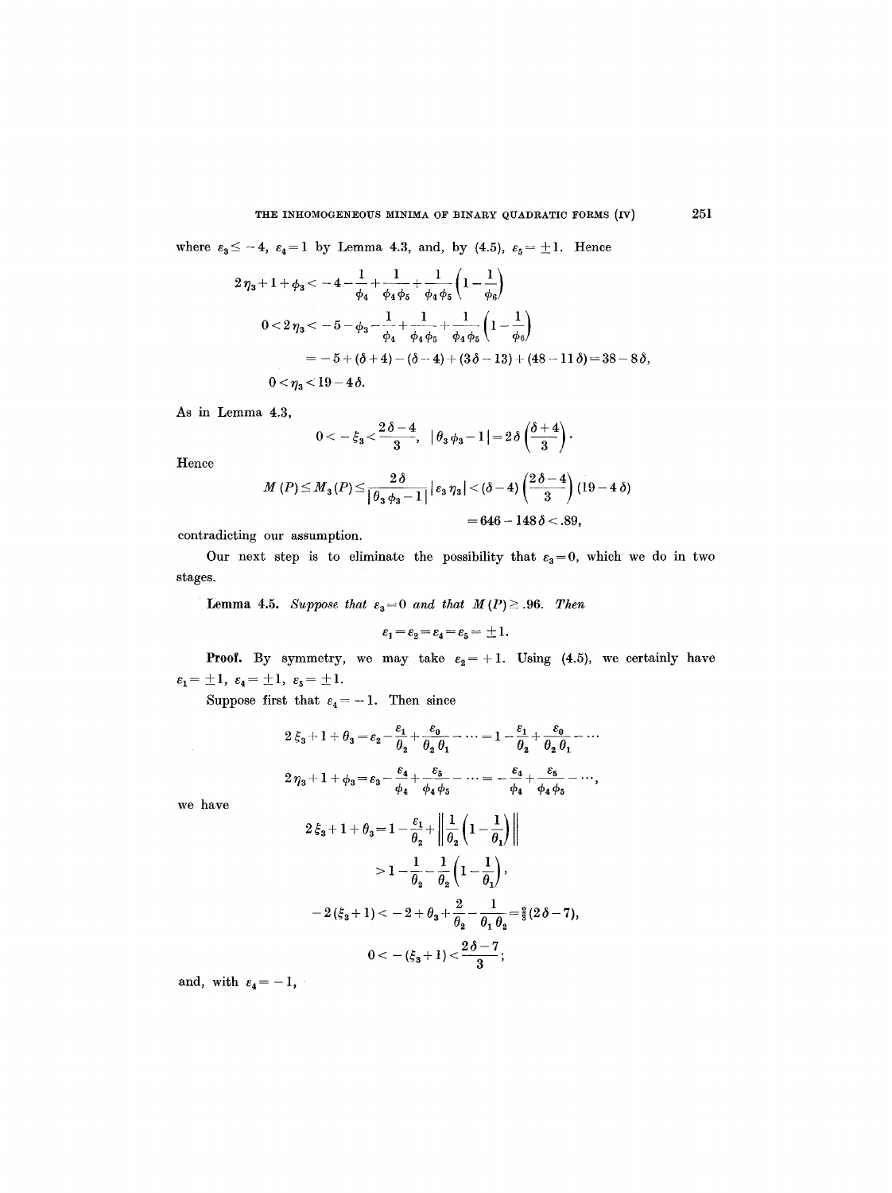where $\varepsilon_3 \leq -4$, $\varepsilon_4 = 1$ by Lemma 4.3, and, by (4.5), $\varepsilon_5 = \pm 1$. Hence

$$2\eta_3 + 1 + \phi_3 < -4 - \frac{1}{\phi_4} + \frac{1}{\phi_4 \phi_5} + \frac{1}{\phi_4 \phi_5}\left(1 - \frac{1}{\phi_6}\right)$$

$$0 < 2\eta_3 < -5 - \phi_3 - \frac{1}{\phi_4} + \frac{1}{\phi_4 \phi_5} + \frac{1}{\phi_4 \phi_5}\left(1 - \frac{1}{\phi_6}\right)$$

$$= -5 + (\delta + 4) - (\delta - 4) + (3\delta - 13) + (48 - 11\delta) = 38 - 8\delta,$$

$$0 < \eta_3 < 19 - 4\delta.$$

As in Lemma 4.3,

$$0 < -\xi_3 < \frac{2\delta - 4}{3}, \quad |\theta_3 \phi_3 - 1| = 2\delta\left(\frac{\delta + 4}{3}\right).$$

Hence

$$M(P) \leq M_3(P) \leq \frac{2\delta}{|\theta_3 \phi_3 - 1|} |\varepsilon_3 \eta_3| < (\delta - 4)\left(\frac{2\delta - 4}{3}\right)(19 - 4\delta)$$

$$= 646 - 148\delta < .89,$$

contradicting our assumption.

Our next step is to eliminate the possibility that $\varepsilon_3 = 0$, which we do in two stages.

**Lemma 4.5.** *Suppose that $\varepsilon_3 = 0$ and that $M(P) \geq .96$. Then*

$$\varepsilon_1 = \varepsilon_2 = \varepsilon_4 = \varepsilon_5 = \pm 1.$$

**Proof.** By symmetry, we may take $\varepsilon_2 = +1$. Using (4.5), we certainly have $\varepsilon_1 = \pm 1$, $\varepsilon_4 = \pm 1$, $\varepsilon_5 = \pm 1$.

Suppose first that $\varepsilon_4 = -1$. Then since

$$2\xi_3 + 1 + \theta_3 = \varepsilon_2 - \frac{\varepsilon_1}{\theta_2} + \frac{\varepsilon_0}{\theta_2 \theta_1} - \cdots = 1 - \frac{\varepsilon_1}{\theta_2} + \frac{\varepsilon_0}{\theta_2 \theta_1} - \cdots$$

$$2\eta_3 + 1 + \phi_3 = \varepsilon_3 - \frac{\varepsilon_4}{\phi_4} + \frac{\varepsilon_5}{\phi_4 \phi_5} - \cdots = -\frac{\varepsilon_4}{\phi_4} + \frac{\varepsilon_5}{\phi_4 \phi_5} - \cdots,$$

we have

$$2\xi_3 + 1 + \theta_3 = 1 - \frac{\varepsilon_1}{\theta_2} + \left\| \frac{1}{\theta_2}\left(1 - \frac{1}{\theta_1}\right) \right\|$$

$$> 1 - \frac{1}{\theta_2} - \frac{1}{\theta_2}\left(1 - \frac{1}{\theta_1}\right),$$

$$-2(\xi_3 + 1) < -2 + \theta_3 + \frac{2}{\theta_2} - \frac{1}{\theta_1 \theta_2} = \tfrac{2}{3}(2\delta - 7),$$

$$0 < -(\xi_3 + 1) < \frac{2\delta - 7}{3};$$

and, with $\varepsilon_4 = -1$,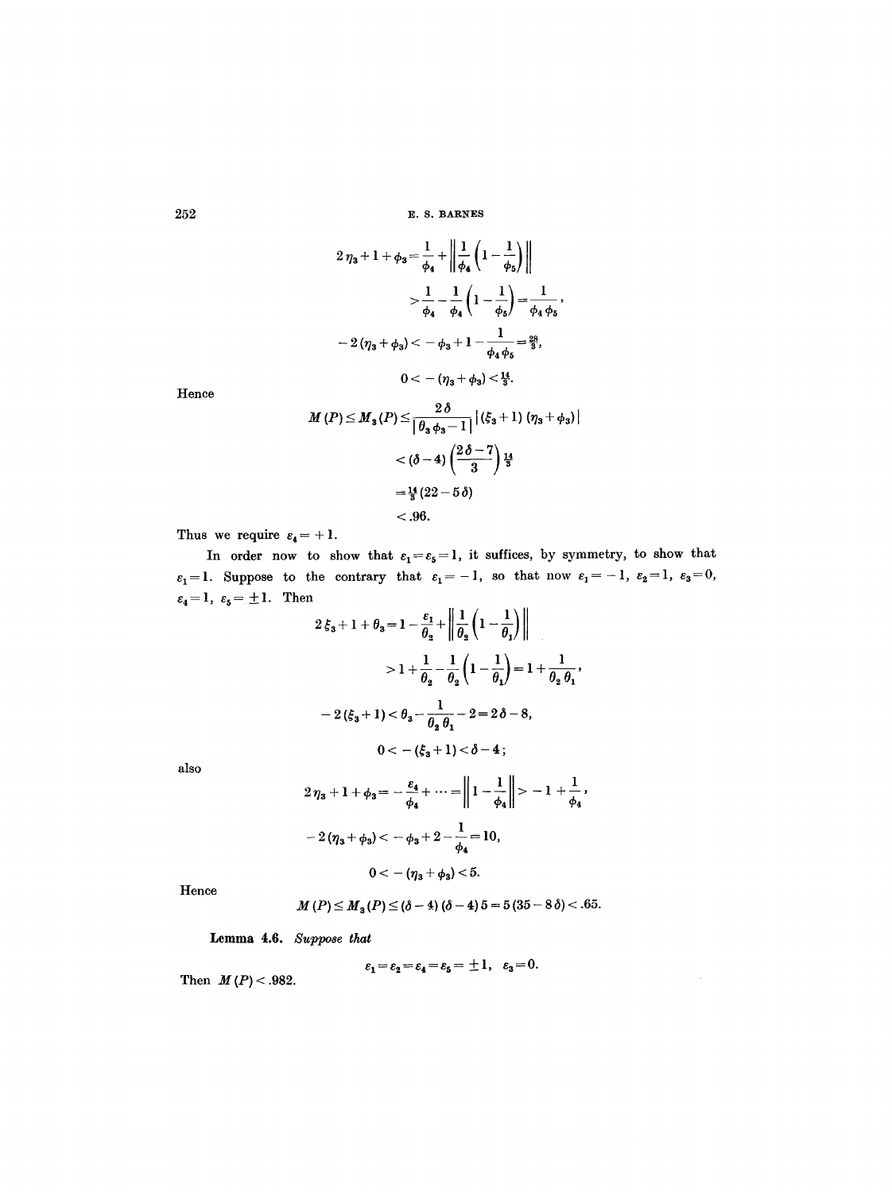$$2\eta_3 + 1 + \phi_3 = \frac{1}{\phi_4} + \left\| \frac{1}{\phi_4}\left(1 - \frac{1}{\phi_5}\right) \right\|$$

$$> \frac{1}{\phi_4} - \frac{1}{\phi_4}\left(1 - \frac{1}{\phi_5}\right) = \frac{1}{\phi_4 \phi_5},$$

$$-2(\eta_3 + \phi_3) < -\phi_3 + 1 - \frac{1}{\phi_4 \phi_5} = \tfrac{28}{3},$$

$$0 < -(\eta_3 + \phi_3) < \tfrac{14}{3}.$$

Hence

$$M(P) \le M_3(P) \le \frac{2\delta}{|\theta_3 \phi_3 - 1|} |(\xi_3 + 1)(\eta_3 + \phi_3)|$$

$$< (\delta - 4)\left(\frac{2\delta - 7}{3}\right)\tfrac{14}{3}$$

$$= \tfrac{14}{3}(22 - 5\delta)$$

$$< .96.$$

Thus we require $\varepsilon_4 = +1$.

In order now to show that $\varepsilon_1 = \varepsilon_5 = 1$, it suffices, by symmetry, to show that $\varepsilon_1 = 1$. Suppose to the contrary that $\varepsilon_1 = -1$, so that now $\varepsilon_1 = -1$, $\varepsilon_2 = 1$, $\varepsilon_3 = 0$, $\varepsilon_4 = 1$, $\varepsilon_5 = \pm 1$. Then

$$2\xi_3 + 1 + \theta_3 = 1 - \frac{\varepsilon_1}{\theta_2} + \left\| \frac{1}{\theta_2}\left(1 - \frac{1}{\theta_1}\right) \right\|$$

$$> 1 + \frac{1}{\theta_2} - \frac{1}{\theta_2}\left(1 - \frac{1}{\theta_1}\right) = 1 + \frac{1}{\theta_2 \theta_1},$$

$$-2(\xi_3 + 1) < \theta_3 - \frac{1}{\theta_2 \theta_1} - 2 = 2\delta - 8,$$

$$0 < -(\xi_3 + 1) < \delta - 4;$$

also

$$2\eta_3 + 1 + \phi_3 = -\frac{\varepsilon_4}{\phi_4} + \dots = \left\| 1 - \frac{1}{\phi_4} \right\| > -1 + \frac{1}{\phi_4},$$

$$-2(\eta_3 + \phi_3) < -\phi_3 + 2 - \frac{1}{\phi_4} = 10,$$

$$0 < -(\eta_3 + \phi_3) < 5.$$

Hence

$$M(P) \le M_3(P) \le (\delta - 4)(\delta - 4)5 = 5(35 - 8\delta) < .65.$$

**Lemma 4.6.** *Suppose that*

$$\varepsilon_1 = \varepsilon_2 = \varepsilon_4 = \varepsilon_5 = \pm 1, \quad \varepsilon_3 = 0.$$

*Then* $M(P) < .982$.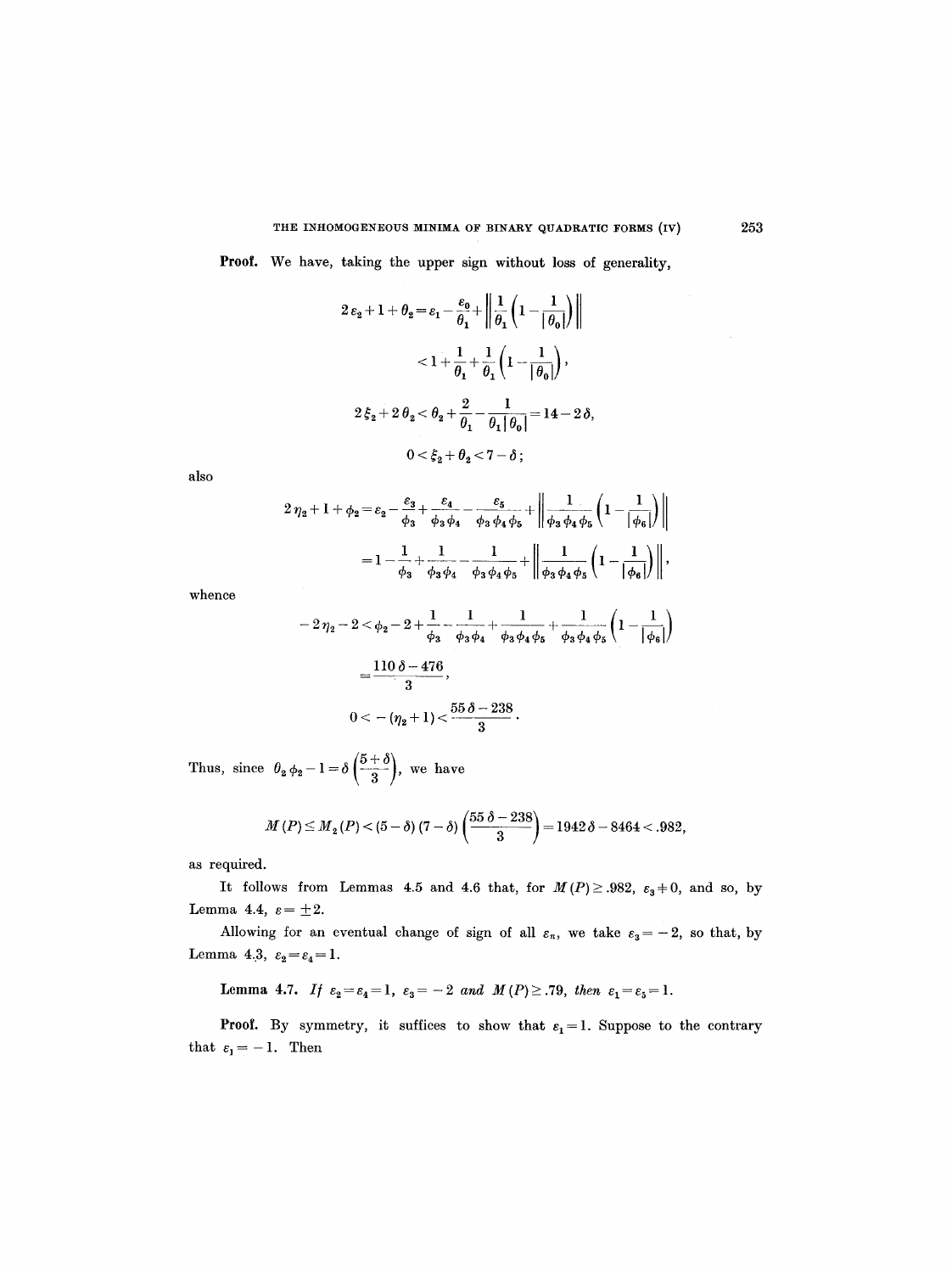**Proof.** We have, taking the upper sign without loss of generality,

$$2\varepsilon_2 + 1 + \theta_2 = \varepsilon_1 - \frac{\varepsilon_0}{\theta_1} + \left\| \frac{1}{\theta_1}\left(1 - \frac{1}{|\theta_0|}\right) \right\|$$

$$< 1 + \frac{1}{\theta_1} + \frac{1}{\theta_1}\left(1 - \frac{1}{|\theta_0|}\right),$$

$$2\xi_2 + 2\theta_2 < \theta_2 + \frac{2}{\theta_1} - \frac{1}{\theta_1 |\theta_0|} = 14 - 2\delta,$$

$$0 < \xi_2 + \theta_2 < 7 - \delta;$$

also

$$2\eta_2 + 1 + \phi_2 = \varepsilon_2 - \frac{\varepsilon_3}{\phi_3} + \frac{\varepsilon_4}{\phi_3 \phi_4} - \frac{\varepsilon_5}{\phi_3 \phi_4 \phi_5} + \left\| \frac{1}{\phi_3 \phi_4 \phi_5}\left(1 - \frac{1}{|\phi_6|}\right) \right\|$$

$$= 1 - \frac{1}{\phi_3} + \frac{1}{\phi_3 \phi_4} - \frac{1}{\phi_3 \phi_4 \phi_5} + \left\| \frac{1}{\phi_3 \phi_4 \phi_5}\left(1 - \frac{1}{|\phi_6|}\right) \right\|,$$

whence

$$-2\eta_2 - 2 < \phi_2 - 2 + \frac{1}{\phi_3} - \frac{1}{\phi_3 \phi_4} + \frac{1}{\phi_3 \phi_4 \phi_5} + \frac{1}{\phi_3 \phi_4 \phi_5}\left(1 - \frac{1}{|\phi_6|}\right)$$

$$= \frac{110\,\delta - 476}{3},$$

$$0 < -(\eta_2 + 1) < \frac{55\,\delta - 238}{3}.$$

Thus, since $\theta_2 \phi_2 - 1 = \delta\left(\frac{5+\delta}{3}\right)$, we have

$$M(P) \le M_2(P) < (5-\delta)(7-\delta)\left(\frac{55\,\delta - 238}{3}\right) = 1942\,\delta - 8464 < .982,$$

as required.

It follows from Lemmas 4.5 and 4.6 that, for $M(P) \ge .982$, $\varepsilon_3 \ne 0$, and so, by Lemma 4.4, $\varepsilon = \pm 2$.

Allowing for an eventual change of sign of all $\varepsilon_n$, we take $\varepsilon_3 = -2$, so that, by Lemma 4.3, $\varepsilon_2 = \varepsilon_4 = 1$.

**Lemma 4.7.** *If* $\varepsilon_2 = \varepsilon_4 = 1$, $\varepsilon_3 = -2$ *and* $M(P) \ge .79$, *then* $\varepsilon_1 = \varepsilon_5 = 1$.

**Proof.** By symmetry, it suffices to show that $\varepsilon_1 = 1$. Suppose to the contrary that $\varepsilon_1 = -1$. Then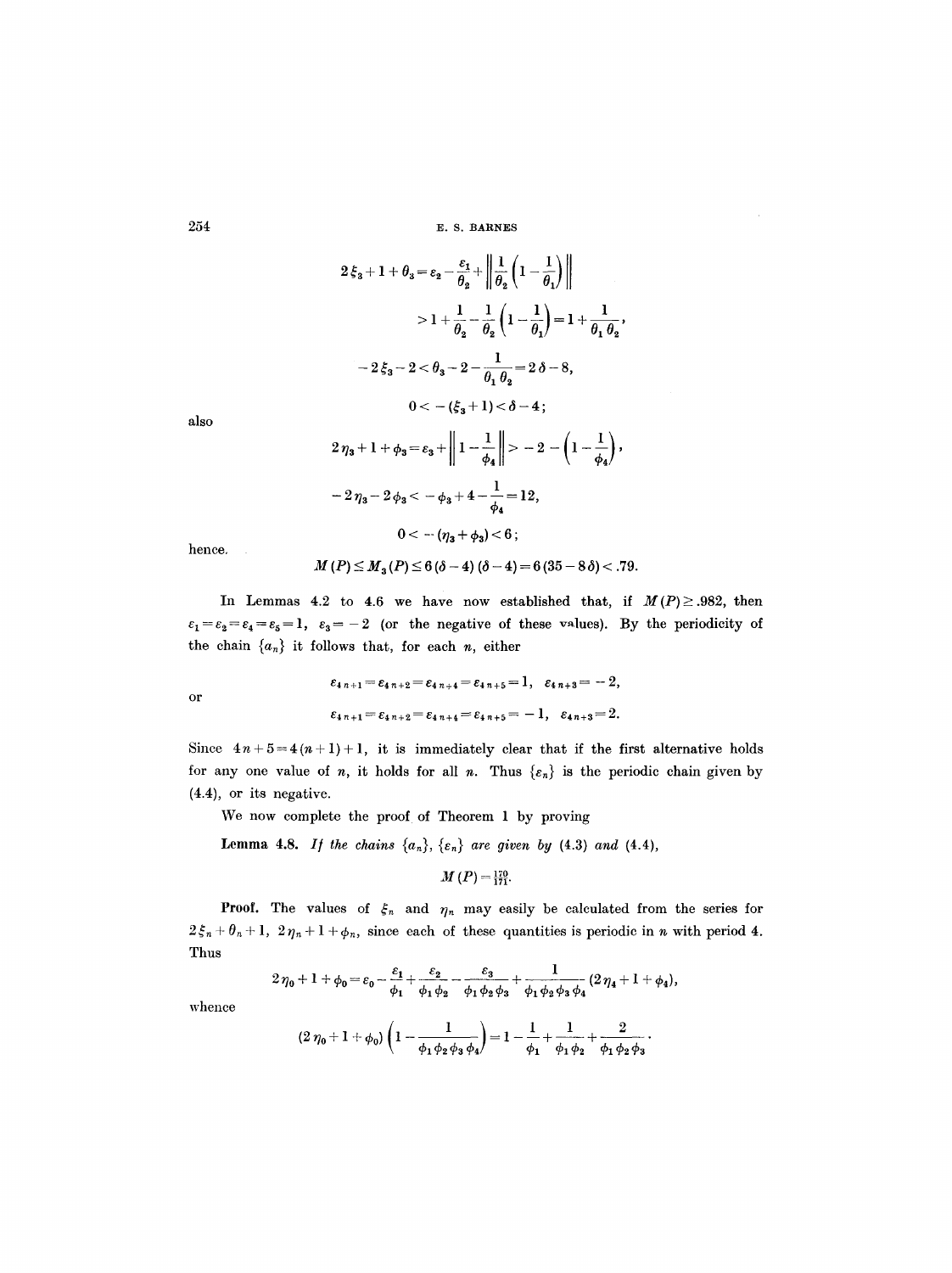$$2\xi_3 + 1 + \theta_3 = \varepsilon_2 - \frac{\varepsilon_1}{\theta_2} + \left\| \frac{1}{\theta_2}\left(1 - \frac{1}{\theta_1}\right) \right\|$$

$$> 1 + \frac{1}{\theta_2} - \frac{1}{\theta_2}\left(1 - \frac{1}{\theta_1}\right) = 1 + \frac{1}{\theta_1 \theta_2},$$

$$-2\xi_3 - 2 < \theta_3 - 2 - \frac{1}{\theta_1 \theta_2} = 2\delta - 8,$$

$$0 < -(\xi_3 + 1) < \delta - 4;$$

also

$$2\eta_3 + 1 + \phi_3 = \varepsilon_3 + \left\| 1 - \frac{1}{\phi_4} \right\| > -2 - \left(1 - \frac{1}{\phi_4}\right),$$

$$-2\eta_3 - 2\phi_3 < -\phi_3 + 4 - \frac{1}{\phi_4} = 12,$$

$$0 < -(\eta_3 + \phi_3) < 6;$$

hence,

$$M(P) \le M_3(P) \le 6(\delta - 4)(\delta - 4) = 6(35 - 8\delta) < .79.$$

In Lemmas 4.2 to 4.6 we have now established that, if $M(P) \ge .982$, then $\varepsilon_1 = \varepsilon_2 = \varepsilon_4 = \varepsilon_5 = 1$, $\varepsilon_3 = -2$ (or the negative of these values). By the periodicity of the chain $\{a_n\}$ it follows that, for each $n$, either

$$\varepsilon_{4n+1} = \varepsilon_{4n+2} = \varepsilon_{4n+4} = \varepsilon_{4n+5} = 1, \quad \varepsilon_{4n+3} = -2,$$

or

$$\varepsilon_{4n+1} = \varepsilon_{4n+2} = \varepsilon_{4n+4} = \varepsilon_{4n+5} = -1, \quad \varepsilon_{4n+3} = 2.$$

Since $4n + 5 = 4(n+1) + 1$, it is immediately clear that if the first alternative holds for any one value of $n$, it holds for all $n$. Thus $\{\varepsilon_n\}$ is the periodic chain given by (4.4), or its negative.

We now complete the proof of Theorem 1 by proving

**Lemma 4.8.** *If the chains* $\{a_n\}$, $\{\varepsilon_n\}$ *are given by* (4.3) *and* (4.4),

$$M(P) = \tfrac{170}{171}.$$

**Proof.** The values of $\xi_n$ and $\eta_n$ may easily be calculated from the series for $2\xi_n + \theta_n + 1$, $2\eta_n + 1 + \phi_n$, since each of these quantities is periodic in $n$ with period 4. Thus

$$2\eta_0 + 1 + \phi_0 = \varepsilon_0 - \frac{\varepsilon_1}{\phi_1} + \frac{\varepsilon_2}{\phi_1 \phi_2} - \frac{\varepsilon_3}{\phi_1 \phi_2 \phi_3} + \frac{1}{\phi_1 \phi_2 \phi_3 \phi_4}(2\eta_4 + 1 + \phi_4),$$

whence

$$(2\eta_0 + 1 + \phi_0)\left(1 - \frac{1}{\phi_1 \phi_2 \phi_3 \phi_4}\right) = 1 - \frac{1}{\phi_1} + \frac{1}{\phi_1 \phi_2} + \frac{2}{\phi_1 \phi_2 \phi_3}.$$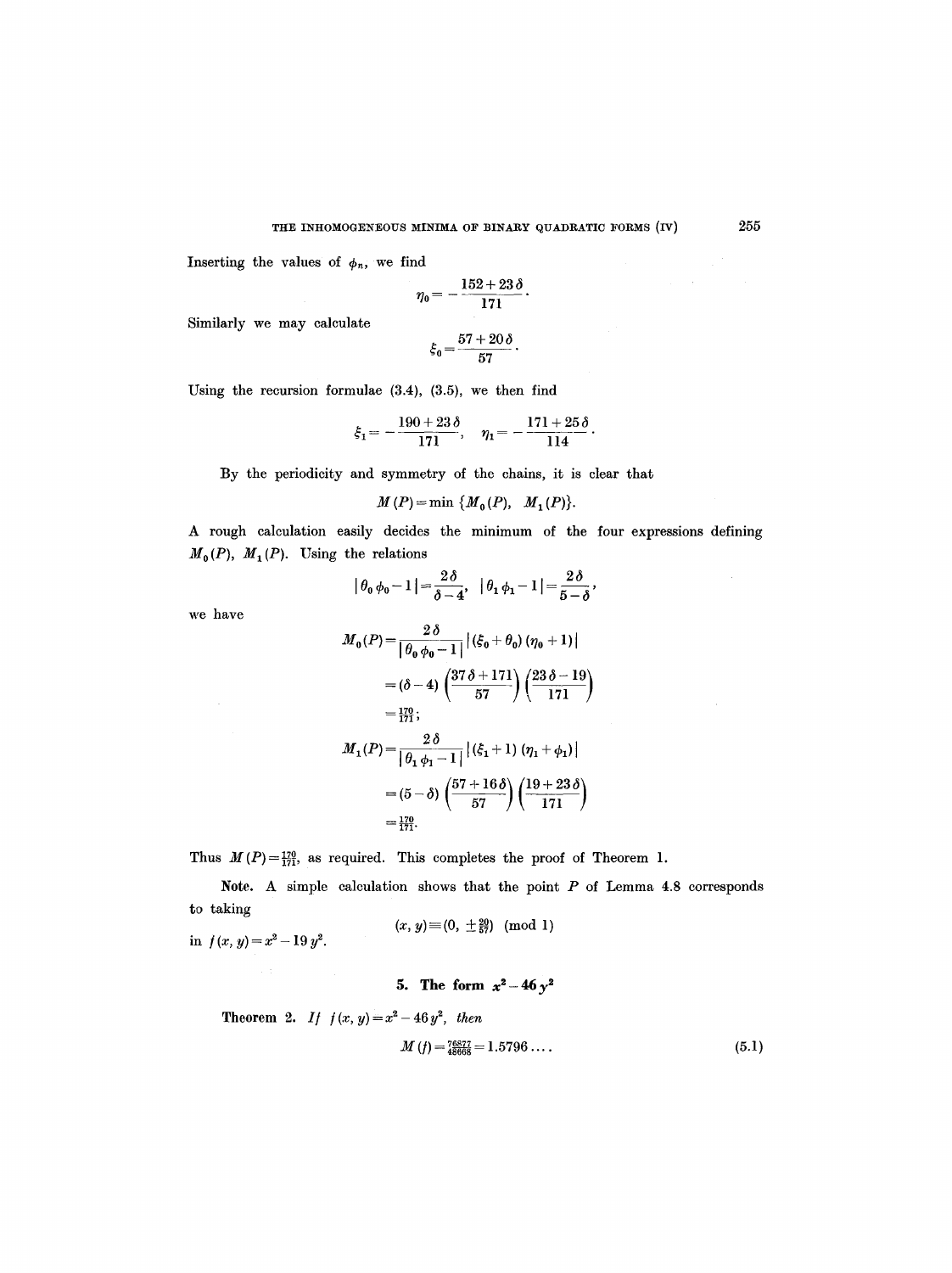Inserting the values of $\phi_n$, we find

$$\eta_0 = -\frac{152+23\delta}{171}.$$

Similarly we may calculate

$$\xi_0 = \frac{57+20\delta}{57}.$$

Using the recursion formulae (3.4), (3.5), we then find

$$\xi_1 = -\frac{190+23\delta}{171}, \quad \eta_1 = -\frac{171+25\delta}{114}.$$

By the periodicity and symmetry of the chains, it is clear that

$$M(P) = \min\{M_0(P),\ M_1(P)\}.$$

A rough calculation easily decides the minimum of the four expressions defining $M_0(P)$, $M_1(P)$. Using the relations

$$|\theta_0\phi_0 - 1| = \frac{2\delta}{\delta-4}, \quad |\theta_1\phi_1 - 1| = \frac{2\delta}{5-\delta},$$

we have

$$\begin{aligned}
M_0(P) &= \frac{2\delta}{|\theta_0\phi_0 - 1|}\,|(\xi_0+\theta_0)(\eta_0+1)| \\
&= (\delta-4)\left(\frac{37\delta+171}{57}\right)\left(\frac{23\delta-19}{171}\right) \\
&= \tfrac{170}{171};
\end{aligned}$$

$$\begin{aligned}
M_1(P) &= \frac{2\delta}{|\theta_1\phi_1 - 1|}\,|(\xi_1+1)(\eta_1+\phi_1)| \\
&= (5-\delta)\left(\frac{57+16\delta}{57}\right)\left(\frac{19+23\delta}{171}\right) \\
&= \tfrac{170}{171}.
\end{aligned}$$

Thus $M(P) = \frac{170}{171}$, as required. This completes the proof of Theorem 1.

**Note.** A simple calculation shows that the point $P$ of Lemma 4.8 corresponds to taking

$$(x, y) \equiv (0, \pm\tfrac{20}{57}) \pmod 1$$

in $f(x, y) = x^2 - 19y^2$.

## 5. The form $x^2 - 46y^2$

**Theorem 2.** *If $f(x, y) = x^2 - 46y^2$, then*

$$M(f) = \tfrac{76877}{48668} = 1.5796\ldots. \tag{5.1}$$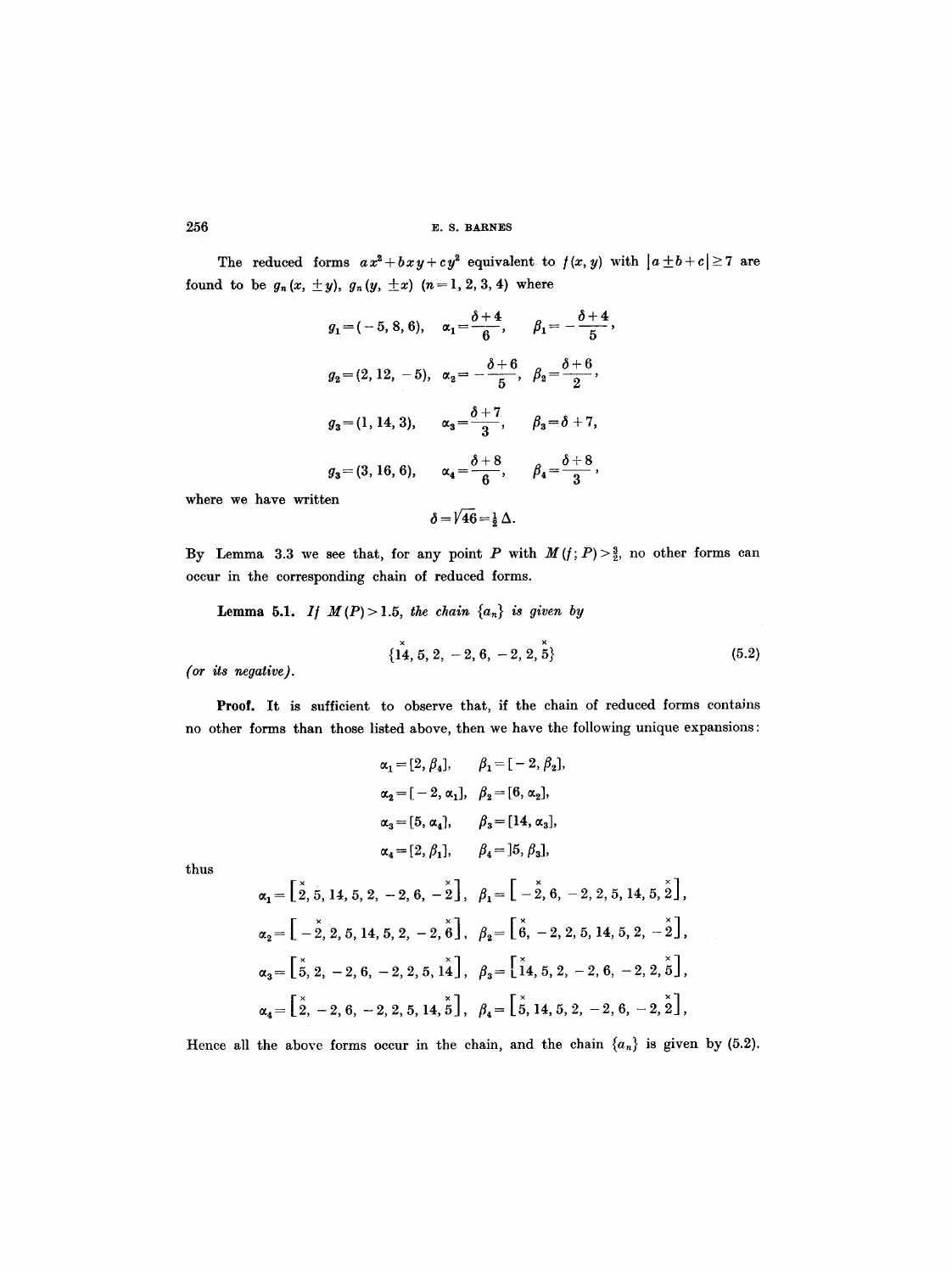The reduced forms $ax^2+bxy+cy^2$ equivalent to $f(x, y)$ with $|a \pm b + c| \geq 7$ are found to be $g_n(x, \pm y)$, $g_n(y, \pm x)$ $(n=1, 2, 3, 4)$ where

$$g_1=(-5, 8, 6), \quad \alpha_1=\frac{\delta+4}{6}, \quad \beta_1=-\frac{\delta+4}{5},$$

$$g_2=(2, 12, -5), \quad \alpha_2=-\frac{\delta+6}{5}, \quad \beta_2=\frac{\delta+6}{2},$$

$$g_3=(1, 14, 3), \quad \alpha_3=\frac{\delta+7}{3}, \quad \beta_3=\delta+7,$$

$$g_3=(3, 16, 6), \quad \alpha_4=\frac{\delta+8}{6}, \quad \beta_4=\frac{\delta+8}{3},$$

where we have written

$$\delta=\sqrt{46}=\tfrac{1}{2}\Delta.$$

By Lemma 3.3 we see that, for any point $P$ with $M(f; P) > \frac{3}{2}$, no other forms can occur in the corresponding chain of reduced forms.

**Lemma 5.1.** *If $M(P) > 1.5$, the chain $\{a_n\}$ is given by*

$$\{\overset{\times}{14}, 5, 2, -2, 6, -2, 2, \overset{\times}{5}\} \tag{5.2}$$

*(or its negative).*

**Proof.** It is sufficient to observe that, if the chain of reduced forms contains no other forms than those listed above, then we have the following unique expansions:

$$\alpha_1=[2, \beta_4], \quad \beta_1=[-2, \beta_2],$$

$$\alpha_2=[-2, \alpha_1], \quad \beta_2=[6, \alpha_2],$$

$$\alpha_3=[5, \alpha_4], \quad \beta_3=[14, \alpha_3],$$

$$\alpha_4=[2, \beta_1], \quad \beta_4=]5, \beta_3],$$

thus

$$\alpha_1=\left[\overset{\times}{2}, 5, 14, 5, 2, -2, 6, -\overset{\times}{2}\right], \quad \beta_1=\left[-\overset{\times}{2}, 6, -2, 2, 5, 14, 5, \overset{\times}{2}\right],$$

$$\alpha_2=\left[-\overset{\times}{2}, 2, 5, 14, 5, 2, -2, \overset{\times}{6}\right], \quad \beta_2=\left[\overset{\times}{6}, -2, 2, 5, 14, 5, 2, -\overset{\times}{2}\right],$$

$$\alpha_3=\left[\overset{\times}{5}, 2, -2, 6, -2, 2, 5, \overset{\times}{14}\right], \quad \beta_3=\left[\overset{\times}{14}, 5, 2, -2, 6, -2, 2, \overset{\times}{5}\right],$$

$$\alpha_4=\left[\overset{\times}{2}, -2, 6, -2, 2, 5, 14, \overset{\times}{5}\right], \quad \beta_4=\left[\overset{\times}{5}, 14, 5, 2, -2, 6, -2, \overset{\times}{2}\right],$$

Hence all the above forms occur in the chain, and the chain $\{a_n\}$ is given by (5.2).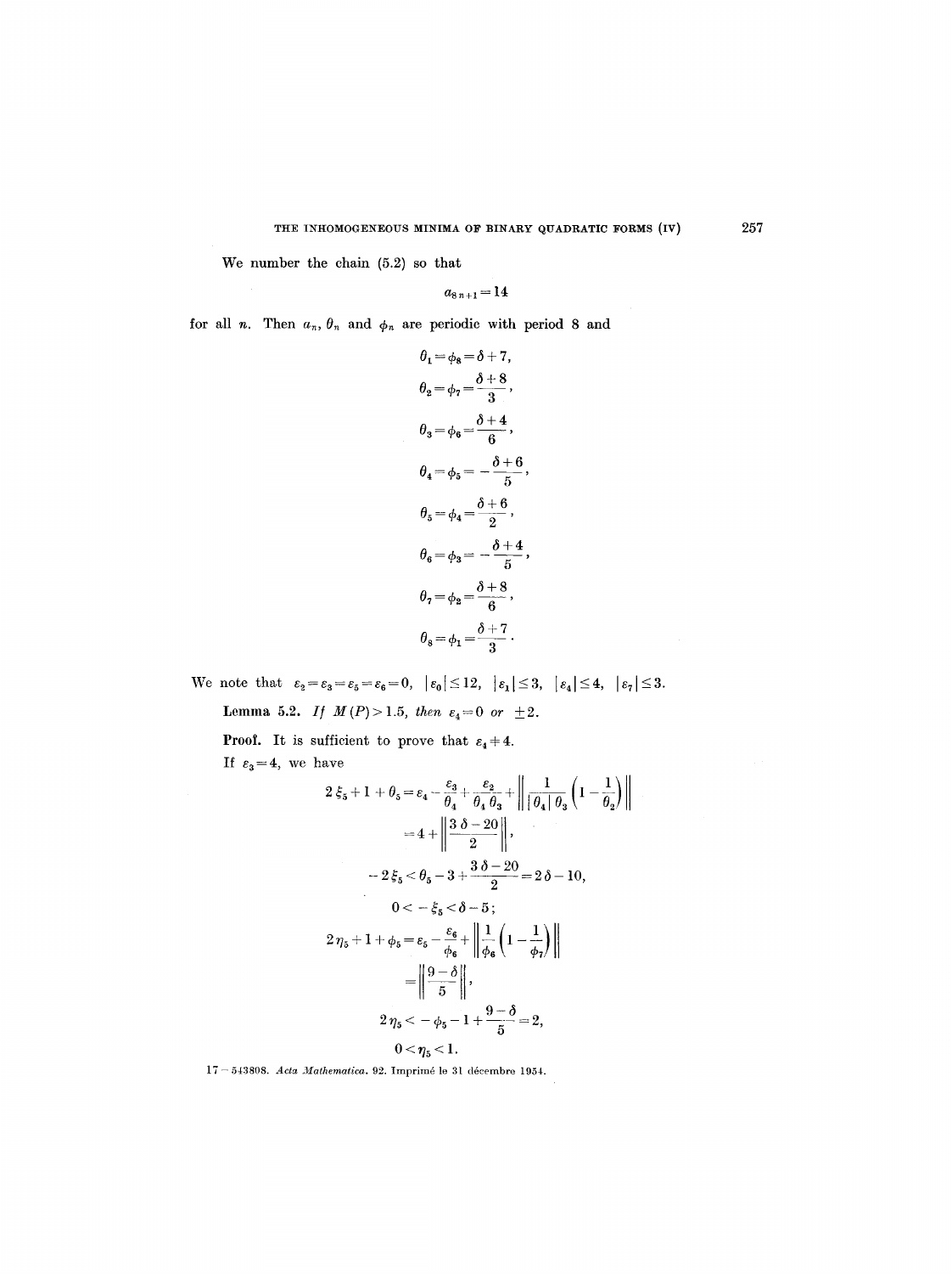We number the chain (5.2) so that

$$a_{8n+1} = 14$$

for all $n$. Then $a_n$, $\theta_n$ and $\phi_n$ are periodic with period 8 and

$$\theta_1 = \phi_8 = \delta + 7,$$

$$\theta_2 = \phi_7 = \frac{\delta + 8}{3},$$

$$\theta_3 = \phi_6 = \frac{\delta + 4}{6},$$

$$\theta_4 = \phi_5 = -\frac{\delta + 6}{5},$$

$$\theta_5 = \phi_4 = \frac{\delta + 6}{2},$$

$$\theta_6 = \phi_3 = -\frac{\delta + 4}{5},$$

$$\theta_7 = \phi_2 = \frac{\delta + 8}{6},$$

$$\theta_8 = \phi_1 = \frac{\delta + 7}{3}.$$

We note that $\varepsilon_2 = \varepsilon_3 = \varepsilon_5 = \varepsilon_6 = 0$, $|\varepsilon_0| \leq 12$, $|\varepsilon_1| \leq 3$, $|\varepsilon_4| \leq 4$, $|\varepsilon_7| \leq 3$.

**Lemma 5.2.** *If $M(P) > 1.5$, then $\varepsilon_4 = 0$ or $\pm 2$.*

**Proof.** It is sufficient to prove that $\varepsilon_4 \neq 4$.

If $\varepsilon_3 = 4$, we have

$$2\xi_5 + 1 + \theta_5 = \varepsilon_4 - \frac{\varepsilon_3}{\theta_4} + \frac{\varepsilon_2}{\theta_4 \theta_3} + \left\| \frac{1}{|\theta_4|\, \theta_3} \left(1 - \frac{1}{\theta_2}\right) \right\|$$

$$= 4 + \left\| \frac{3\delta - 20}{2} \right\|,$$

$$-2\xi_5 < \theta_5 - 3 + \frac{3\delta - 20}{2} = 2\delta - 10,$$

$$0 < -\xi_5 < \delta - 5;$$

$$2\eta_5 + 1 + \phi_5 = \varepsilon_5 - \frac{\varepsilon_6}{\phi_6} + \left\| \frac{1}{\phi_6} \left(1 - \frac{1}{\phi_7}\right) \right\|$$

$$= \left\| \frac{9 - \delta}{5} \right\|,$$

$$2\eta_5 < -\phi_5 - 1 + \frac{9 - \delta}{5} = 2,$$

$$0 < \eta_5 < 1.$$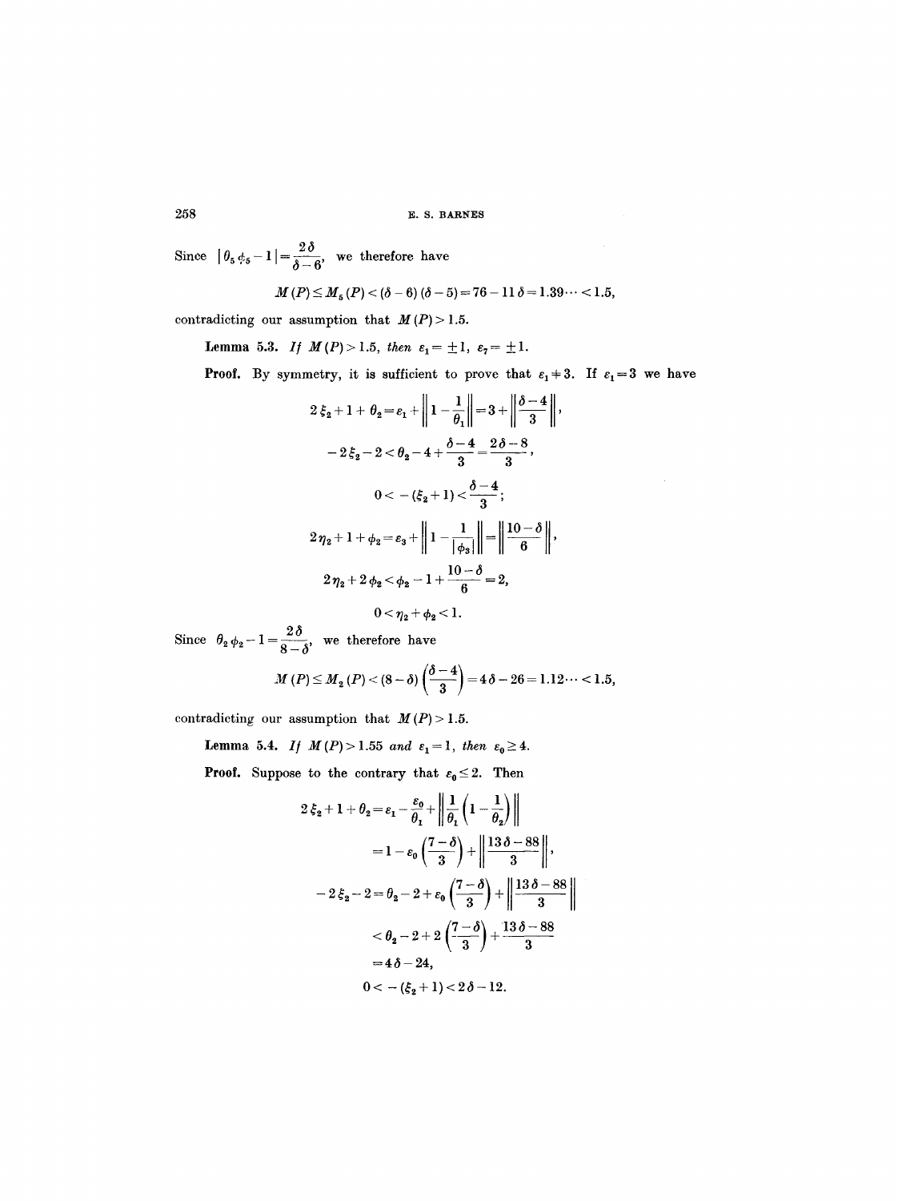Since $|\theta_5 \phi_5 - 1| = \dfrac{2\delta}{\delta - 6}$, we therefore have

$$M(P) \leq M_5(P) < (\delta - 6)(\delta - 5) = 76 - 11\delta = 1.39\cdots < 1.5,$$

contradicting our assumption that $M(P) > 1.5$.

**Lemma 5.3.** *If $M(P) > 1.5$, then $\varepsilon_1 = \pm 1$, $\varepsilon_7 = \pm 1$.*

**Proof.** By symmetry, it is sufficient to prove that $\varepsilon_1 \neq 3$. If $\varepsilon_1 = 3$ we have

$$2\xi_2 + 1 + \theta_2 = \varepsilon_1 + \left\| 1 - \frac{1}{\theta_1} \right\| = 3 + \left\| \frac{\delta - 4}{3} \right\|,$$

$$-2\xi_2 - 2 < \theta_2 - 4 + \frac{\delta - 4}{3} = \frac{2\delta - 8}{3},$$

$$0 < -(\xi_2 + 1) < \frac{\delta - 4}{3};$$

$$2\eta_2 + 1 + \phi_2 = \varepsilon_3 + \left\| 1 - \frac{1}{|\phi_3|} \right\| = \left\| \frac{10 - \delta}{6} \right\|,$$

$$2\eta_2 + 2\phi_2 < \phi_2 - 1 + \frac{10 - \delta}{6} = 2,$$

$$0 < \eta_2 + \phi_2 < 1.$$

Since $\theta_2 \phi_2 - 1 = \dfrac{2\delta}{8 - \delta}$, we therefore have

$$M(P) \leq M_2(P) < (8 - \delta)\left(\frac{\delta - 4}{3}\right) = 4\delta - 26 = 1.12\cdots < 1.5,$$

contradicting our assumption that $M(P) > 1.5$.

**Lemma 5.4.** *If $M(P) > 1.55$ and $\varepsilon_1 = 1$, then $\varepsilon_0 \geq 4$.*

**Proof.** Suppose to the contrary that $\varepsilon_0 \leq 2$. Then

$$\begin{aligned}
2\xi_2 + 1 + \theta_2 &= \varepsilon_1 - \frac{\varepsilon_0}{\theta_1} + \left\| \frac{1}{\theta_1}\left(1 - \frac{1}{\theta_2}\right) \right\| \\
&= 1 - \varepsilon_0 \left(\frac{7 - \delta}{3}\right) + \left\| \frac{13\delta - 88}{3} \right\|,
\end{aligned}$$

$$\begin{aligned}
-2\xi_2 - 2 &= \theta_2 - 2 + \varepsilon_0 \left(\frac{7 - \delta}{3}\right) + \left\| \frac{13\delta - 88}{3} \right\| \\
&< \theta_2 - 2 + 2\left(\frac{7 - \delta}{3}\right) + \frac{13\delta - 88}{3} \\
&= 4\delta - 24,
\end{aligned}$$

$$0 < -(\xi_2 + 1) < 2\delta - 12.$$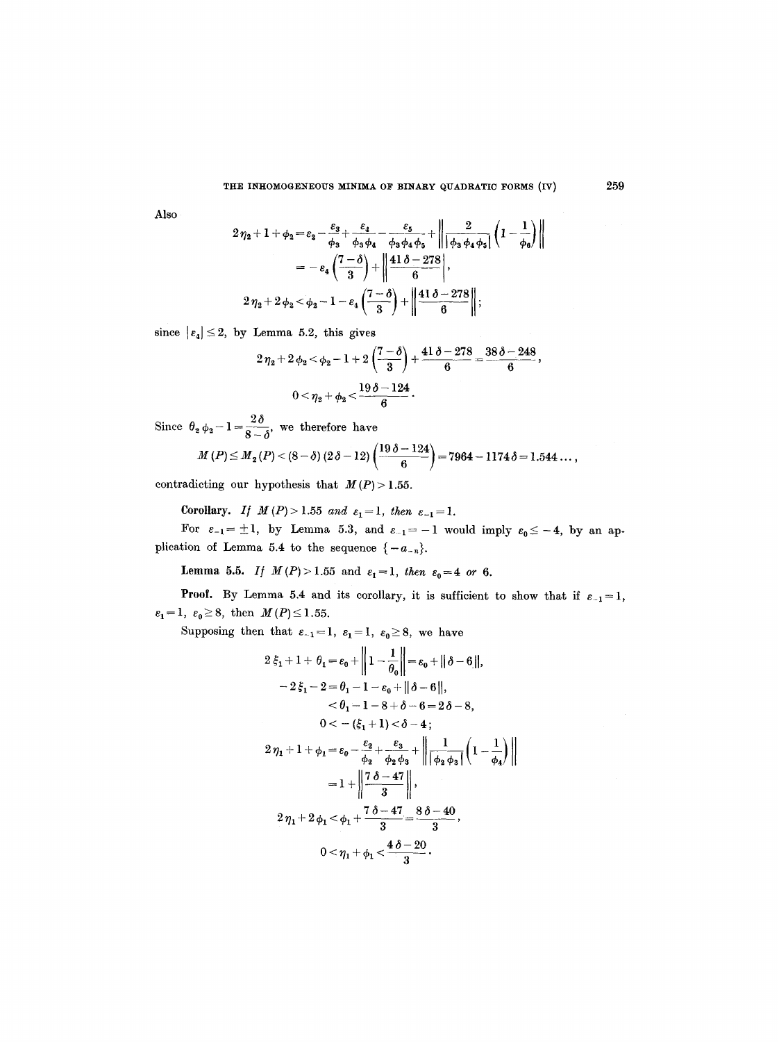Also

$$2\eta_2 + 1 + \phi_2 = \varepsilon_2 - \frac{\varepsilon_3}{\phi_3} + \frac{\varepsilon_4}{\phi_3\phi_4} - \frac{\varepsilon_5}{\phi_3\phi_4\phi_5} + \left\| \frac{2}{|\phi_3\phi_4\phi_5|}\left(1 - \frac{1}{\phi_6}\right) \right\|$$

$$= -\varepsilon_4\left(\frac{7-\delta}{3}\right) + \left\| \frac{41\delta - 278}{6} \right\|,$$

$$2\eta_2 + 2\phi_2 < \phi_2 - 1 - \varepsilon_4\left(\frac{7-\delta}{3}\right) + \left\| \frac{41\delta - 278}{6} \right\|;$$

since $|\varepsilon_4| \leq 2$, by Lemma 5.2, this gives

$$2\eta_2 + 2\phi_2 < \phi_2 - 1 + 2\left(\frac{7-\delta}{3}\right) + \frac{41\delta - 278}{6} = \frac{38\delta - 248}{6},$$

$$0 < \eta_2 + \phi_2 < \frac{19\delta - 124}{6}.$$

Since $\theta_2\phi_2 - 1 = \dfrac{2\delta}{8-\delta}$, we therefore have

$$M(P) \leq M_2(P) < (8-\delta)(2\delta - 12)\left(\frac{19\delta - 124}{6}\right) = 7964 - 1174\delta = 1.544\ldots,$$

contradicting our hypothesis that $M(P) > 1.55$.

**Corollary.** *If $M(P) > 1.55$ and $\varepsilon_1 = 1$, then $\varepsilon_{-1} = 1$.*

For $\varepsilon_{-1} = \pm 1$, by Lemma 5.3, and $\varepsilon_{-1} = -1$ would imply $\varepsilon_0 \leq -4$, by an application of Lemma 5.4 to the sequence $\{-a_{-n}\}$.

**Lemma 5.5.** *If $M(P) > 1.55$ and $\varepsilon_1 = 1$, then $\varepsilon_0 = 4$ or $6$.*

**Proof.** By Lemma 5.4 and its corollary, it is sufficient to show that if $\varepsilon_{-1} = 1$, $\varepsilon_1 = 1$, $\varepsilon_0 \geq 8$, then $M(P) \leq 1.55$.

Supposing then that $\varepsilon_{-1} = 1$, $\varepsilon_1 = 1$, $\varepsilon_0 \geq 8$, we have

$$2\xi_1 + 1 + \theta_1 = \varepsilon_0 + \left\| 1 - \frac{1}{\theta_0} \right\| = \varepsilon_0 + \|\delta - 6\|,$$

$$-2\xi_1 - 2 = \theta_1 - 1 - \varepsilon_0 + \|\delta - 6\|,$$

$$< \theta_1 - 1 - 8 + \delta - 6 = 2\delta - 8,$$

$$0 < -(\xi_1 + 1) < \delta - 4;$$

$$2\eta_1 + 1 + \phi_1 = \varepsilon_0 - \frac{\varepsilon_2}{\phi_2} + \frac{\varepsilon_3}{\phi_2\phi_3} + \left\| \frac{1}{|\phi_2\phi_3|}\left(1 - \frac{1}{\phi_4}\right) \right\|$$

$$= 1 + \left\| \frac{7\delta - 47}{3} \right\|,$$

$$2\eta_1 + 2\phi_1 < \phi_1 + \frac{7\delta - 47}{3} = \frac{8\delta - 40}{3},$$

$$0 < \eta_1 + \phi_1 < \frac{4\delta - 20}{3}.$$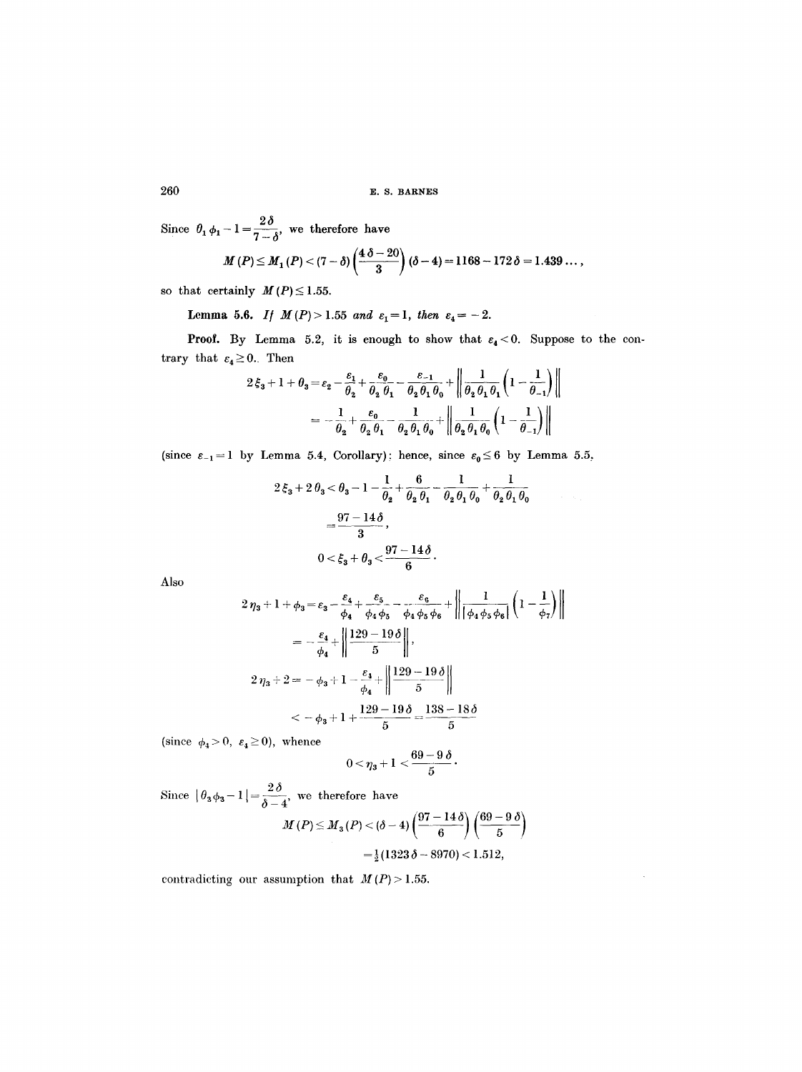Since $\theta_1 \phi_1 - 1 = \dfrac{2\delta}{7-\delta}$, we therefore have

$$M(P) \leq M_1(P) < (7-\delta)\left(\frac{4\delta - 20}{3}\right)(\delta - 4) = 1168 - 172\delta = 1.439\ldots,$$

so that certainly $M(P) \leq 1.55$.

**Lemma 5.6.** *If $M(P) > 1.55$ and $\varepsilon_1 = 1$, then $\varepsilon_4 = -2$.*

**Proof.** By Lemma 5.2, it is enough to show that $\varepsilon_4 < 0$. Suppose to the contrary that $\varepsilon_4 \geq 0$. Then

$$2\xi_3 + 1 + \theta_3 = \varepsilon_2 - \frac{\varepsilon_1}{\theta_2} + \frac{\varepsilon_0}{\theta_2 \theta_1} - \frac{\varepsilon_{-1}}{\theta_2 \theta_1 \theta_0} + \left\| \frac{1}{\theta_2 \theta_1 \theta_1}\left(1 - \frac{1}{\theta_{-1}}\right) \right\|$$

$$= -\frac{1}{\theta_2} + \frac{\varepsilon_0}{\theta_2 \theta_1} - \frac{1}{\theta_2 \theta_1 \theta_0} + \left\| \frac{1}{\theta_2 \theta_1 \theta_0}\left(1 - \frac{1}{\theta_{-1}}\right) \right\|$$

(since $\varepsilon_{-1} = 1$ by Lemma 5.4, Corollary): hence, since $\varepsilon_0 \leq 6$ by Lemma 5.5,

$$2\xi_3 + 2\theta_3 < \theta_3 - 1 - \frac{1}{\theta_2} + \frac{6}{\theta_2 \theta_1} - \frac{1}{\theta_2 \theta_1 \theta_0} + \frac{1}{\theta_2 \theta_1 \theta_0}$$

$$= \frac{97 - 14\delta}{3},$$

$$0 < \xi_3 + \theta_3 < \frac{97 - 14\delta}{6}.$$

Also

$$2\eta_3 + 1 + \phi_3 = \varepsilon_3 - \frac{\varepsilon_4}{\phi_4} + \frac{\varepsilon_5}{\phi_4 \phi_5} - \frac{\varepsilon_6}{\phi_4 \phi_5 \phi_6} + \left\| \frac{1}{|\phi_4 \phi_5 \phi_6|}\left(1 - \frac{1}{\phi_7}\right) \right\|$$

$$= -\frac{\varepsilon_4}{\phi_4} + \left\| \frac{129 - 19\delta}{5} \right\|,$$

$$2\eta_3 + 2 = -\phi_3 + 1 - \frac{\varepsilon_4}{\phi_4} + \left\| \frac{129 - 19\delta}{5} \right\|$$

$$< -\phi_3 + 1 + \frac{129 - 19\delta}{5} = \frac{138 - 18\delta}{5}$$

(since $\phi_4 > 0$, $\varepsilon_4 \geq 0$), whence

$$0 < \eta_3 + 1 < \frac{69 - 9\delta}{5}.$$

Since $|\theta_3 \phi_3 - 1| = \dfrac{2\delta}{\delta - 4}$, we therefore have

$$M(P) \leq M_3(P) < (\delta - 4)\left(\frac{97 - 14\delta}{6}\right)\left(\frac{69 - 9\delta}{5}\right)$$

$$= \tfrac{1}{2}(1323\delta - 8970) < 1.512,$$

contradicting our assumption that $M(P) > 1.55$.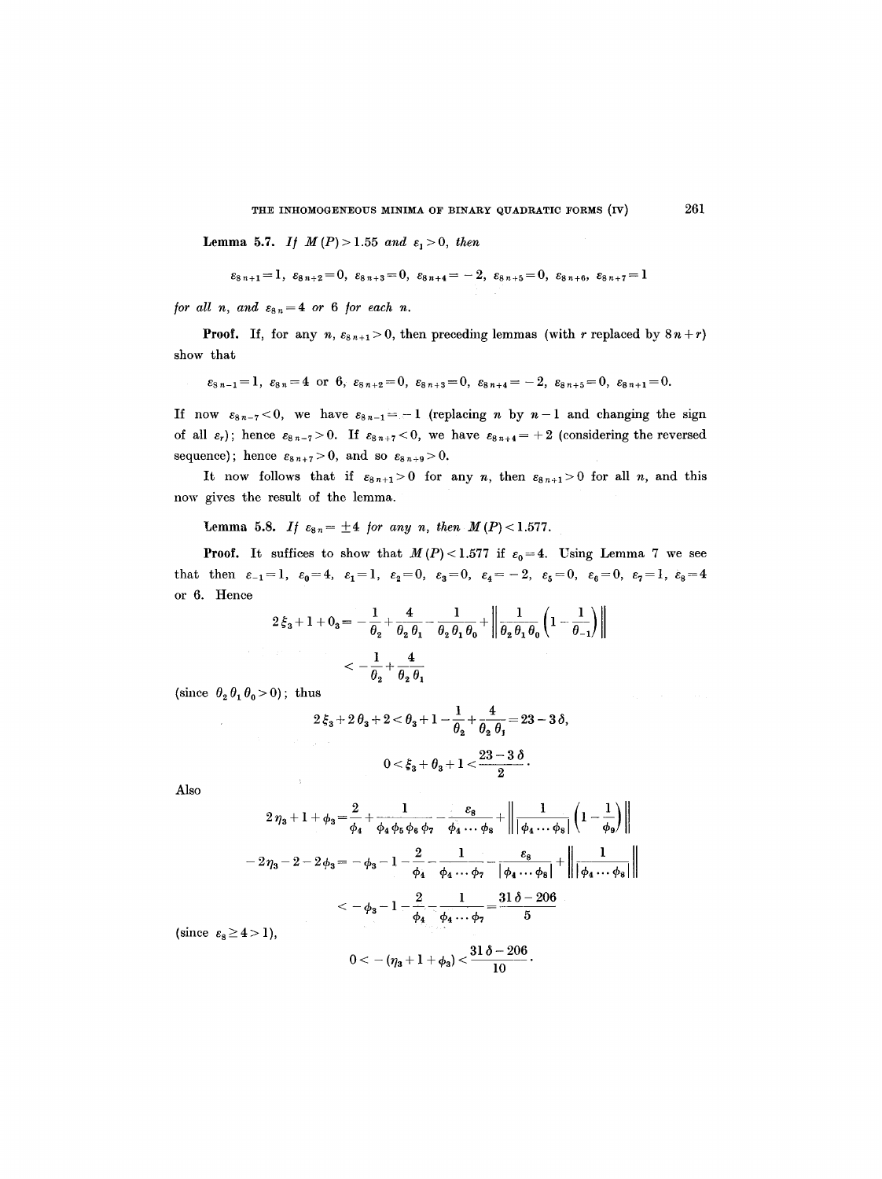**Lemma 5.7.** *If* $M(P) > 1.55$ *and* $\varepsilon_1 > 0$, *then*

$$\varepsilon_{8n+1} = 1,\ \varepsilon_{8n+2} = 0,\ \varepsilon_{8n+3} = 0,\ \varepsilon_{8n+4} = -2,\ \varepsilon_{8n+5} = 0,\ \varepsilon_{8n+6},\ \varepsilon_{8n+7} = 1$$

*for all* $n$, *and* $\varepsilon_{8n} = 4$ *or* 6 *for each* $n$.

**Proof.** If, for any $n$, $\varepsilon_{8n+1} > 0$, then preceding lemmas (with $r$ replaced by $8n+r$) show that

$$\varepsilon_{8n-1} = 1,\ \varepsilon_{8n} = 4 \text{ or } 6,\ \varepsilon_{8n+2} = 0,\ \varepsilon_{8n+3} = 0,\ \varepsilon_{8n+4} = -2,\ \varepsilon_{8n+5} = 0,\ \varepsilon_{8n+1} = 0.$$

If now $\varepsilon_{8n-7} < 0$, we have $\varepsilon_{8n-1} = -1$ (replacing $n$ by $n-1$ and changing the sign of all $\varepsilon_r$); hence $\varepsilon_{8n-7} > 0$. If $\varepsilon_{8n+7} < 0$, we have $\varepsilon_{8n+4} = +2$ (considering the reversed sequence); hence $\varepsilon_{8n+7} > 0$, and so $\varepsilon_{8n+9} > 0$.

It now follows that if $\varepsilon_{8n+1} > 0$ for any $n$, then $\varepsilon_{8n+1} > 0$ for all $n$, and this now gives the result of the lemma.

**Lemma 5.8.** *If* $\varepsilon_{8n} = \pm 4$ *for any* $n$, *then* $M(P) < 1.577$.

**Proof.** It suffices to show that $M(P) < 1.577$ if $\varepsilon_0 = 4$. Using Lemma 7 we see that then $\varepsilon_{-1} = 1$, $\varepsilon_0 = 4$, $\varepsilon_1 = 1$, $\varepsilon_2 = 0$, $\varepsilon_3 = 0$, $\varepsilon_4 = -2$, $\varepsilon_5 = 0$, $\varepsilon_6 = 0$, $\varepsilon_7 = 1$, $\varepsilon_8 = 4$ or 6. Hence

$$2\xi_3 + 1 + \theta_3 = -\frac{1}{\theta_2} + \frac{4}{\theta_2\theta_1} - \frac{1}{\theta_2\theta_1\theta_0} + \left\| \frac{1}{\theta_2\theta_1\theta_0}\left(1 - \frac{1}{\theta_{-1}}\right) \right\|$$

$$< -\frac{1}{\theta_2} + \frac{4}{\theta_2\theta_1}$$

(since $\theta_2\theta_1\theta_0 > 0$); thus

$$2\xi_3 + 2\theta_3 + 2 < \theta_3 + 1 - \frac{1}{\theta_2} + \frac{4}{\theta_2\theta_1} = 23 - 3\delta,$$

$$0 < \xi_3 + \theta_3 + 1 < \frac{23 - 3\delta}{2}.$$

Also

$$2\eta_3 + 1 + \phi_3 = \frac{2}{\phi_4} + \frac{1}{\phi_4\phi_5\phi_6\phi_7} - \frac{\varepsilon_8}{\phi_4 \cdots \phi_8} + \left\| \frac{1}{|\phi_4 \cdots \phi_8|}\left(1 - \frac{1}{\phi_9}\right) \right\|$$

$$-2\eta_3 - 2 - 2\phi_3 = -\phi_3 - 1 - \frac{2}{\phi_4} - \frac{1}{\phi_4 \cdots \phi_7} - \frac{\varepsilon_8}{|\phi_4 \cdots \phi_8|} + \left\| \frac{1}{|\phi_4 \cdots \phi_8|} \right\|$$

$$< -\phi_3 - 1 - \frac{2}{\phi_4} - \frac{1}{\phi_4 \cdots \phi_7} = \frac{31\delta - 206}{5}$$

(since $\varepsilon_8 \geq 4 > 1$),

$$0 < -(\eta_3 + 1 + \phi_3) < \frac{31\delta - 206}{10}.$$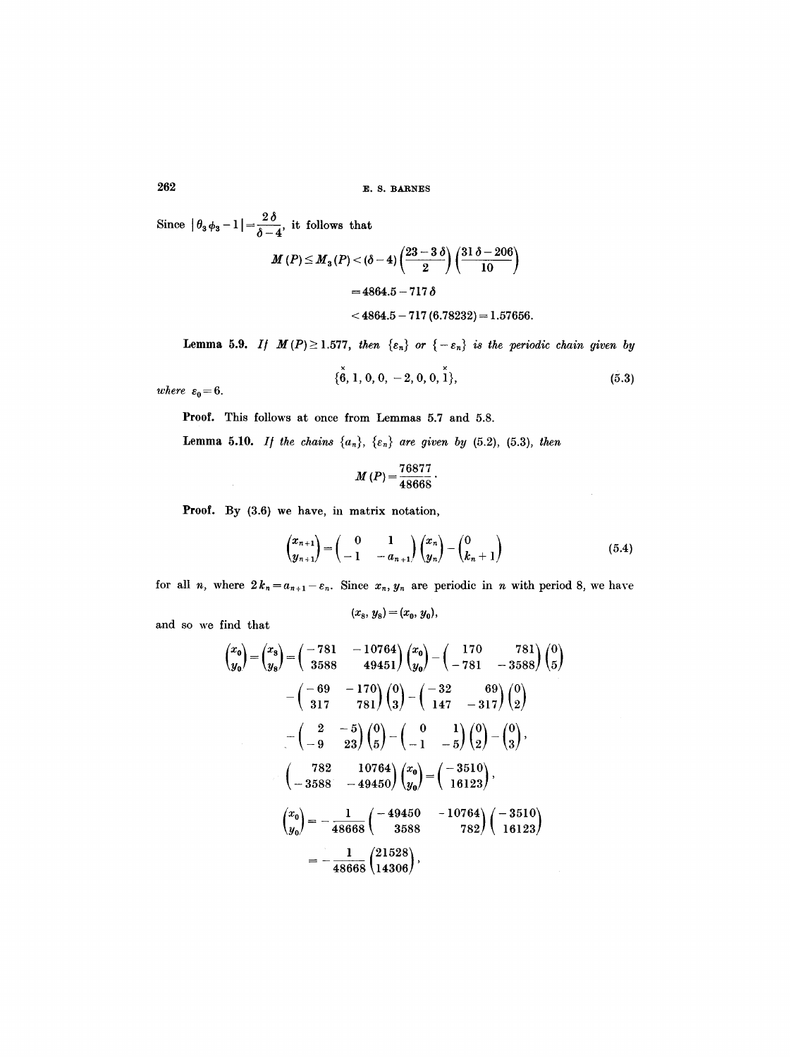Since $|\theta_3 \phi_3 - 1| = \dfrac{2\delta}{\delta - 4}$, it follows that

$$M(P) \le M_3(P) < (\delta - 4)\left(\frac{23 - 3\delta}{2}\right)\left(\frac{31\delta - 206}{10}\right)$$

$$= 4864.5 - 717\,\delta$$

$$< 4864.5 - 717\,(6.78232) = 1.57656.$$

**Lemma 5.9.** *If $M(P) \ge 1.577$, then $\{\varepsilon_n\}$ or $\{-\varepsilon_n\}$ is the periodic chain given by*

$$\{\overset{\times}{6}, 1, 0, 0, -2, 0, 0, \overset{\times}{1}\}, \tag{5.3}$$

*where $\varepsilon_0 = 6$.*

**Proof.** This follows at once from Lemmas 5.7 and 5.8.

**Lemma 5.10.** *If the chains $\{a_n\}$, $\{\varepsilon_n\}$ are given by (5.2), (5.3), then*

$$M(P) = \frac{76877}{48668}.$$

**Proof.** By (3.6) we have, in matrix notation,

$$\begin{pmatrix} x_{n+1} \\ y_{n+1} \end{pmatrix} = \begin{pmatrix} 0 & 1 \\ -1 & -a_{n+1} \end{pmatrix} \begin{pmatrix} x_n \\ y_n \end{pmatrix} - \begin{pmatrix} 0 \\ k_n + 1 \end{pmatrix} \tag{5.4}$$

for all $n$, where $2k_n = a_{n+1} - \varepsilon_n$. Since $x_n, y_n$ are periodic in $n$ with period 8, we have

$$(x_8, y_8) = (x_0, y_0),$$

and so we find that

$$\begin{pmatrix} x_0 \\ y_0 \end{pmatrix} = \begin{pmatrix} x_8 \\ y_8 \end{pmatrix} = \begin{pmatrix} -781 & -10764 \\ 3588 & 49451 \end{pmatrix} \begin{pmatrix} x_0 \\ y_0 \end{pmatrix} - \begin{pmatrix} 170 & 781 \\ -781 & -3588 \end{pmatrix} \begin{pmatrix} 0 \\ 5 \end{pmatrix}$$

$$- \begin{pmatrix} -69 & -170 \\ 317 & 781 \end{pmatrix} \begin{pmatrix} 0 \\ 3 \end{pmatrix} - \begin{pmatrix} -32 & 69 \\ 147 & -317 \end{pmatrix} \begin{pmatrix} 0 \\ 2 \end{pmatrix}$$

$$- \begin{pmatrix} 2 & -5 \\ -9 & 23 \end{pmatrix} \begin{pmatrix} 0 \\ 5 \end{pmatrix} - \begin{pmatrix} 0 & 1 \\ -1 & -5 \end{pmatrix} \begin{pmatrix} 0 \\ 2 \end{pmatrix} - \begin{pmatrix} 0 \\ 3 \end{pmatrix},$$

$$\begin{pmatrix} 782 & 10764 \\ -3588 & -49450 \end{pmatrix} \begin{pmatrix} x_0 \\ y_0 \end{pmatrix} = \begin{pmatrix} -3510 \\ 16123 \end{pmatrix},$$

$$\begin{pmatrix} x_0 \\ y_0 \end{pmatrix} = -\frac{1}{48668} \begin{pmatrix} -49450 & -10764 \\ 3588 & 782 \end{pmatrix} \begin{pmatrix} -3510 \\ 16123 \end{pmatrix}$$

$$= -\frac{1}{48668} \begin{pmatrix} 21528 \\ 14306 \end{pmatrix},$$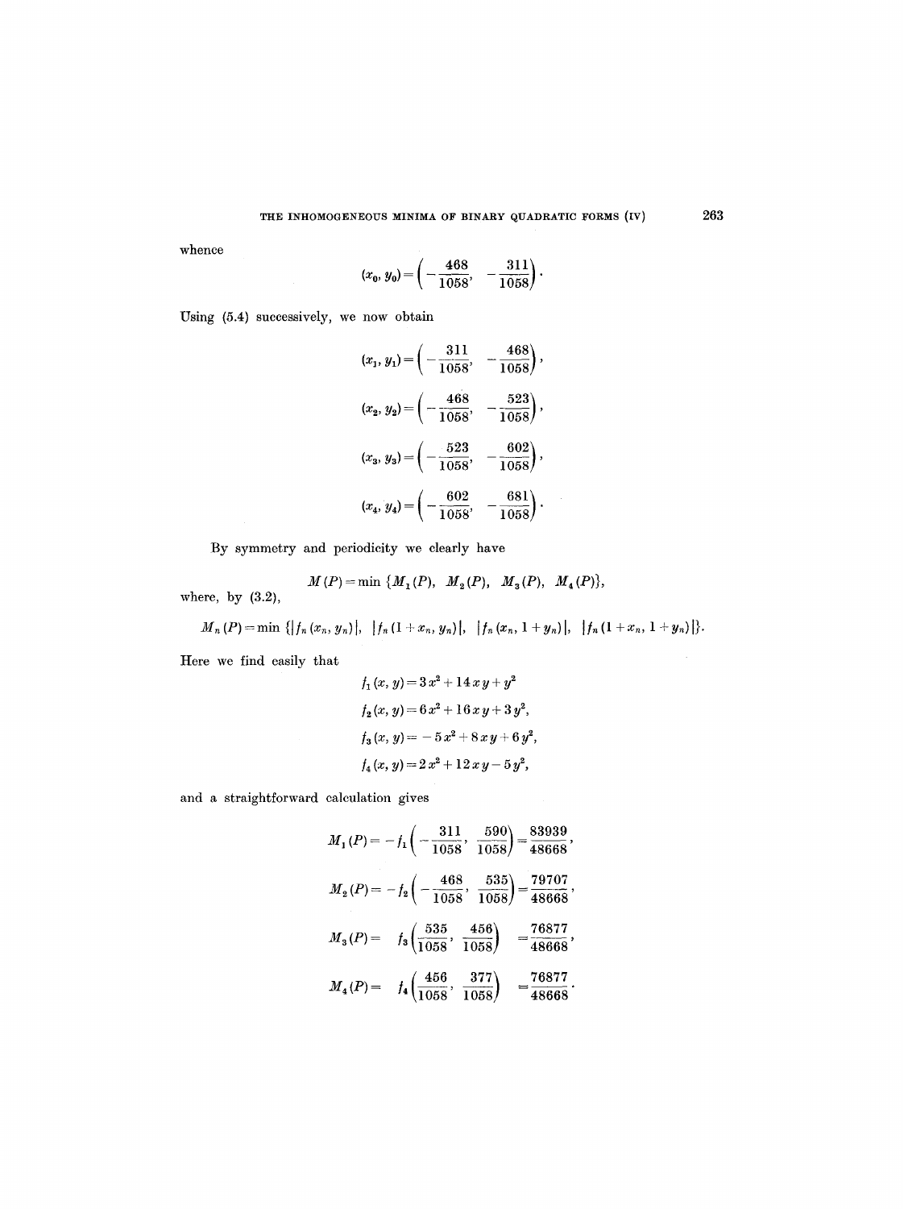whence

$$(x_0, y_0) = \left(-\frac{468}{1058}, \ -\frac{311}{1058}\right).$$

Using (5.4) successively, we now obtain

$$(x_1, y_1) = \left(-\frac{311}{1058}, \ -\frac{468}{1058}\right),$$

$$(x_2, y_2) = \left(-\frac{468}{1058}, \ -\frac{523}{1058}\right),$$

$$(x_3, y_3) = \left(-\frac{523}{1058}, \ -\frac{602}{1058}\right),$$

$$(x_4, y_4) = \left(-\frac{602}{1058}, \ -\frac{681}{1058}\right).$$

By symmetry and periodicity we clearly have

$$M(P) = \min \{M_1(P), \ M_2(P), \ M_3(P), \ M_4(P)\},$$

where, by (3.2),

$$M_n(P) = \min \{|f_n(x_n, y_n)|, \ |f_n(1 + x_n, y_n)|, \ |f_n(x_n, 1 + y_n)|, \ |f_n(1 + x_n, 1 + y_n)|\}.$$

Here we find easily that

$$f_1(x, y) = 3x^2 + 14xy + y^2$$

$$f_2(x, y) = 6x^2 + 16xy + 3y^2,$$

$$f_3(x, y) = -5x^2 + 8xy + 6y^2,$$

$$f_4(x, y) = 2x^2 + 12xy - 5y^2,$$

and a straightforward calculation gives

$$M_1(P) = -f_1\left(-\frac{311}{1058}, \ \frac{590}{1058}\right) = \frac{83939}{48668},$$

$$M_2(P) = -f_2\left(-\frac{468}{1058}, \ \frac{535}{1058}\right) = \frac{79707}{48668},$$

$$M_3(P) = f_3\left(\frac{535}{1058}, \ \frac{456}{1058}\right) = \frac{76877}{48668},$$

$$M_4(P) = f_4\left(\frac{456}{1058}, \ \frac{377}{1058}\right) = \frac{76877}{48668}.$$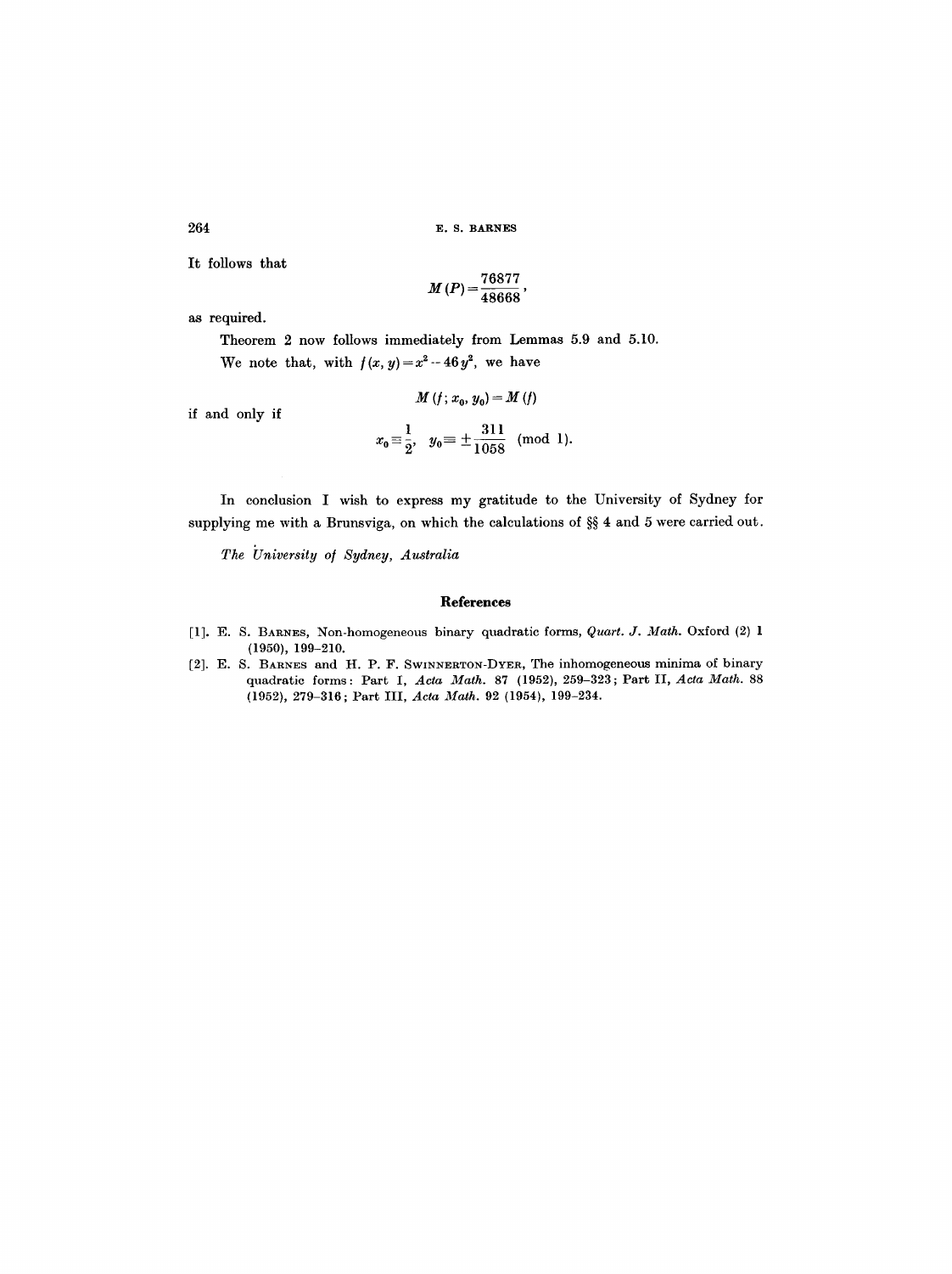It follows that

$$M(P) = \frac{76877}{48668},$$

as required.

Theorem 2 now follows immediately from Lemmas 5.9 and 5.10.

We note that, with $f(x, y) = x^2 - 46y^2$, we have

$$M(f; x_0, y_0) = M(f)$$

if and only if

$$x_0 \equiv \frac{1}{2}, \quad y_0 \equiv \pm \frac{311}{1058} \pmod{1}.$$

In conclusion I wish to express my gratitude to the University of Sydney for supplying me with a Brunsviga, on which the calculations of §§ 4 and 5 were carried out.

*The University of Sydney, Australia*

## References

[1]. E. S. Barnes, Non-homogeneous binary quadratic forms, *Quart. J. Math.* Oxford (2) 1 (1950), 199–210.

[2]. E. S. Barnes and H. P. F. Swinnerton-Dyer, The inhomogeneous minima of binary quadratic forms: Part I, *Acta Math.* 87 (1952), 259–323; Part II, *Acta Math.* 88 (1952), 279–316; Part III, *Acta Math.* 92 (1954), 199–234.